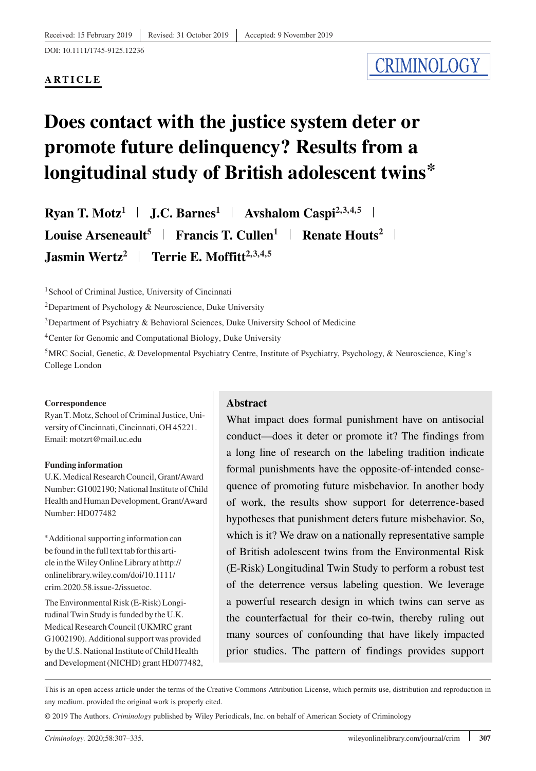Received: 15 February 2019 | Revised: 31 October 2019 | Accepted: 9 November 2019

DOI: 10.1111/1745-9125.12236

**ARTICLE**

CRIMINOLOGY

# Does contact with the justice system deter or promote future delinquency? Results from a longitudinal study of British adolescent twins*

**Ryan T. Motz[1] | J.C. Barnes[1] | Avshalom Caspi[2,3,4,5] | Louise Arseneault[5] | Francis T. Cullen[1] | Renate Houts[2] | Jasmin Wertz[2] | Terrie E. Moffitt[2,3,4,5]**

[1]School of Criminal Justice, University of Cincinnati

[2]Department of Psychology & Neuroscience, Duke University

[3]Department of Psychiatry & Behavioral Sciences, Duke University School of Medicine

[4]Center for Genomic and Computational Biology, Duke University

[5]MRC Social, Genetic, & Developmental Psychiatry Centre, Institute of Psychiatry, Psychology, & Neuroscience, King's College London

**Correspondence**
Ryan T. Motz, School of Criminal Justice, University of Cincinnati, Cincinnati, OH 45221.
Email: motzrt@mail.uc.edu

**Funding information**
U.K. Medical Research Council, Grant/Award Number: G1002190; National Institute of Child Health and Human Development, Grant/Award Number: HD077482

*Additional supporting information can be found in the full text tab for this article in the Wiley Online Library at http://onlinelibrary.wiley.com/doi/10.1111/crim.2020.58.issue-2/issuetoc.

The Environmental Risk (E-Risk) Longitudinal Twin Study is funded by the U.K. Medical Research Council (UKMRC grant G1002190). Additional support was provided by the U.S. National Institute of Child Health and Development (NICHD) grant HD077482,

## Abstract

What impact does formal punishment have on antisocial conduct—does it deter or promote it? The findings from a long line of research on the labeling tradition indicate formal punishments have the opposite-of-intended consequence of promoting future misbehavior. In another body of work, the results show support for deterrence-based hypotheses that punishment deters future misbehavior. So, which is it? We draw on a nationally representative sample of British adolescent twins from the Environmental Risk (E-Risk) Longitudinal Twin Study to perform a robust test of the deterrence versus labeling question. We leverage a powerful research design in which twins can serve as the counterfactual for their co-twin, thereby ruling out many sources of confounding that have likely impacted prior studies. The pattern of findings provides support

This is an open access article under the terms of the Creative Commons Attribution License, which permits use, distribution and reproduction in any medium, provided the original work is properly cited.

© 2019 The Authors. *Criminology* published by Wiley Periodicals, Inc. on behalf of American Society of Criminology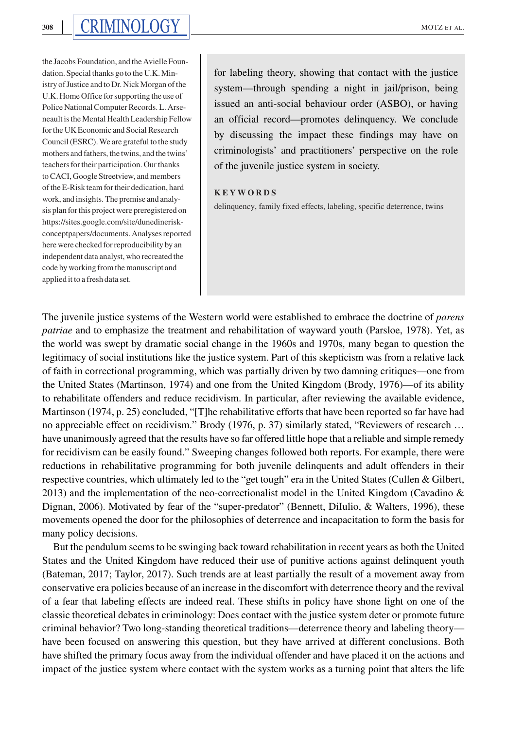the Jacobs Foundation, and the Avielle Foundation. Special thanks go to the U.K. Ministry of Justice and to Dr. Nick Morgan of the U.K. Home Office for supporting the use of Police National Computer Records. L. Arseneault is the Mental Health Leadership Fellow for the UK Economic and Social Research Council (ESRC). We are grateful to the study mothers and fathers, the twins, and the twins' teachers for their participation. Our thanks to CACI, Google Streetview, and members of the E-Risk team for their dedication, hard work, and insights. The premise and analysis plan for this project were preregistered on https://sites.google.com/site/dunedinerisk-conceptpapers/documents. Analyses reported here were checked for reproducibility by an independent data analyst, who recreated the code by working from the manuscript and applied it to a fresh data set.

for labeling theory, showing that contact with the justice system—through spending a night in jail/prison, being issued an anti-social behaviour order (ASBO), or having an official record—promotes delinquency. We conclude by discussing the impact these findings may have on criminologists' and practitioners' perspective on the role of the juvenile justice system in society.

**KEYWORDS**

delinquency, family fixed effects, labeling, specific deterrence, twins

The juvenile justice systems of the Western world were established to embrace the doctrine of *parens patriae* and to emphasize the treatment and rehabilitation of wayward youth (Parsloe, 1978). Yet, as the world was swept by dramatic social change in the 1960s and 1970s, many began to question the legitimacy of social institutions like the justice system. Part of this skepticism was from a relative lack of faith in correctional programming, which was partially driven by two damning critiques—one from the United States (Martinson, 1974) and one from the United Kingdom (Brody, 1976)—of its ability to rehabilitate offenders and reduce recidivism. In particular, after reviewing the available evidence, Martinson (1974, p. 25) concluded, "[T]he rehabilitative efforts that have been reported so far have had no appreciable effect on recidivism." Brody (1976, p. 37) similarly stated, "Reviewers of research … have unanimously agreed that the results have so far offered little hope that a reliable and simple remedy for recidivism can be easily found." Sweeping changes followed both reports. For example, there were reductions in rehabilitative programming for both juvenile delinquents and adult offenders in their respective countries, which ultimately led to the "get tough" era in the United States (Cullen & Gilbert, 2013) and the implementation of the neo-correctionalist model in the United Kingdom (Cavadino & Dignan, 2006). Motivated by fear of the "super-predator" (Bennett, DiIulio, & Walters, 1996), these movements opened the door for the philosophies of deterrence and incapacitation to form the basis for many policy decisions.

But the pendulum seems to be swinging back toward rehabilitation in recent years as both the United States and the United Kingdom have reduced their use of punitive actions against delinquent youth (Bateman, 2017; Taylor, 2017). Such trends are at least partially the result of a movement away from conservative era policies because of an increase in the discomfort with deterrence theory and the revival of a fear that labeling effects are indeed real. These shifts in policy have shone light on one of the classic theoretical debates in criminology: Does contact with the justice system deter or promote future criminal behavior? Two long-standing theoretical traditions—deterrence theory and labeling theory—have been focused on answering this question, but they have arrived at different conclusions. Both have shifted the primary focus away from the individual offender and have placed it on the actions and impact of the justice system where contact with the system works as a turning point that alters the life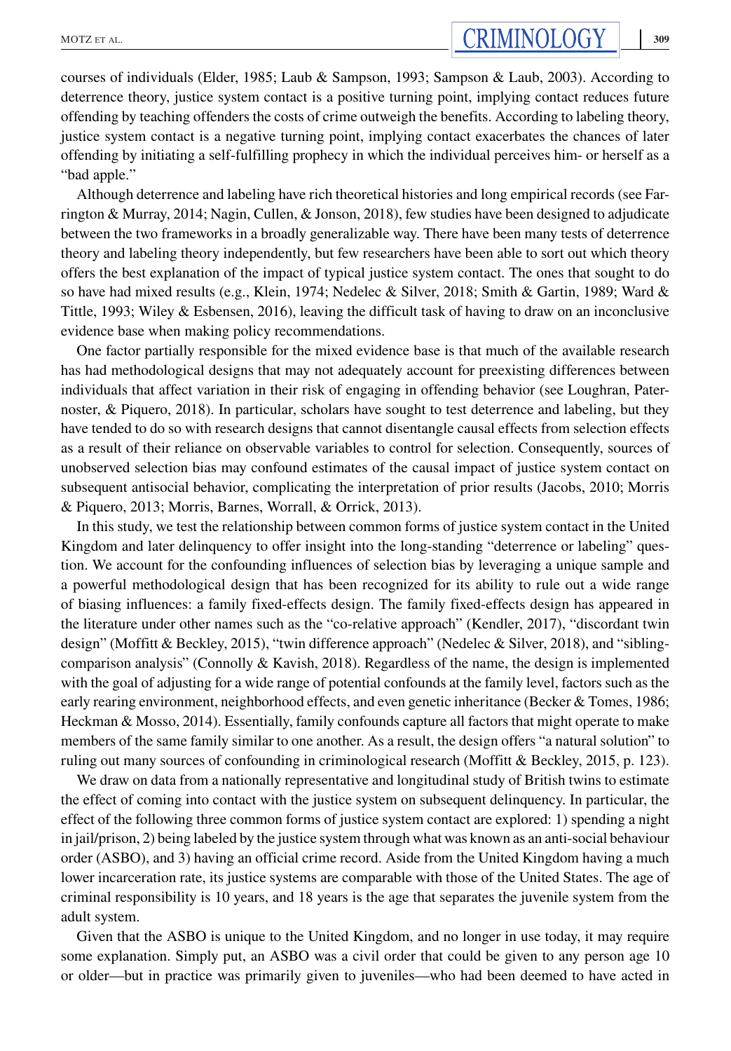courses of individuals (Elder, 1985; Laub & Sampson, 1993; Sampson & Laub, 2003). According to deterrence theory, justice system contact is a positive turning point, implying contact reduces future offending by teaching offenders the costs of crime outweigh the benefits. According to labeling theory, justice system contact is a negative turning point, implying contact exacerbates the chances of later offending by initiating a self-fulfilling prophecy in which the individual perceives him- or herself as a "bad apple."

Although deterrence and labeling have rich theoretical histories and long empirical records (see Farrington & Murray, 2014; Nagin, Cullen, & Jonson, 2018), few studies have been designed to adjudicate between the two frameworks in a broadly generalizable way. There have been many tests of deterrence theory and labeling theory independently, but few researchers have been able to sort out which theory offers the best explanation of the impact of typical justice system contact. The ones that sought to do so have had mixed results (e.g., Klein, 1974; Nedelec & Silver, 2018; Smith & Gartin, 1989; Ward & Tittle, 1993; Wiley & Esbensen, 2016), leaving the difficult task of having to draw on an inconclusive evidence base when making policy recommendations.

One factor partially responsible for the mixed evidence base is that much of the available research has had methodological designs that may not adequately account for preexisting differences between individuals that affect variation in their risk of engaging in offending behavior (see Loughran, Paternoster, & Piquero, 2018). In particular, scholars have sought to test deterrence and labeling, but they have tended to do so with research designs that cannot disentangle causal effects from selection effects as a result of their reliance on observable variables to control for selection. Consequently, sources of unobserved selection bias may confound estimates of the causal impact of justice system contact on subsequent antisocial behavior, complicating the interpretation of prior results (Jacobs, 2010; Morris & Piquero, 2013; Morris, Barnes, Worrall, & Orrick, 2013).

In this study, we test the relationship between common forms of justice system contact in the United Kingdom and later delinquency to offer insight into the long-standing "deterrence or labeling" question. We account for the confounding influences of selection bias by leveraging a unique sample and a powerful methodological design that has been recognized for its ability to rule out a wide range of biasing influences: a family fixed-effects design. The family fixed-effects design has appeared in the literature under other names such as the "co-relative approach" (Kendler, 2017), "discordant twin design" (Moffitt & Beckley, 2015), "twin difference approach" (Nedelec & Silver, 2018), and "sibling-comparison analysis" (Connolly & Kavish, 2018). Regardless of the name, the design is implemented with the goal of adjusting for a wide range of potential confounds at the family level, factors such as the early rearing environment, neighborhood effects, and even genetic inheritance (Becker & Tomes, 1986; Heckman & Mosso, 2014). Essentially, family confounds capture all factors that might operate to make members of the same family similar to one another. As a result, the design offers "a natural solution" to ruling out many sources of confounding in criminological research (Moffitt & Beckley, 2015, p. 123).

We draw on data from a nationally representative and longitudinal study of British twins to estimate the effect of coming into contact with the justice system on subsequent delinquency. In particular, the effect of the following three common forms of justice system contact are explored: 1) spending a night in jail/prison, 2) being labeled by the justice system through what was known as an anti-social behaviour order (ASBO), and 3) having an official crime record. Aside from the United Kingdom having a much lower incarceration rate, its justice systems are comparable with those of the United States. The age of criminal responsibility is 10 years, and 18 years is the age that separates the juvenile system from the adult system.

Given that the ASBO is unique to the United Kingdom, and no longer in use today, it may require some explanation. Simply put, an ASBO was a civil order that could be given to any person age 10 or older—but in practice was primarily given to juveniles—who had been deemed to have acted in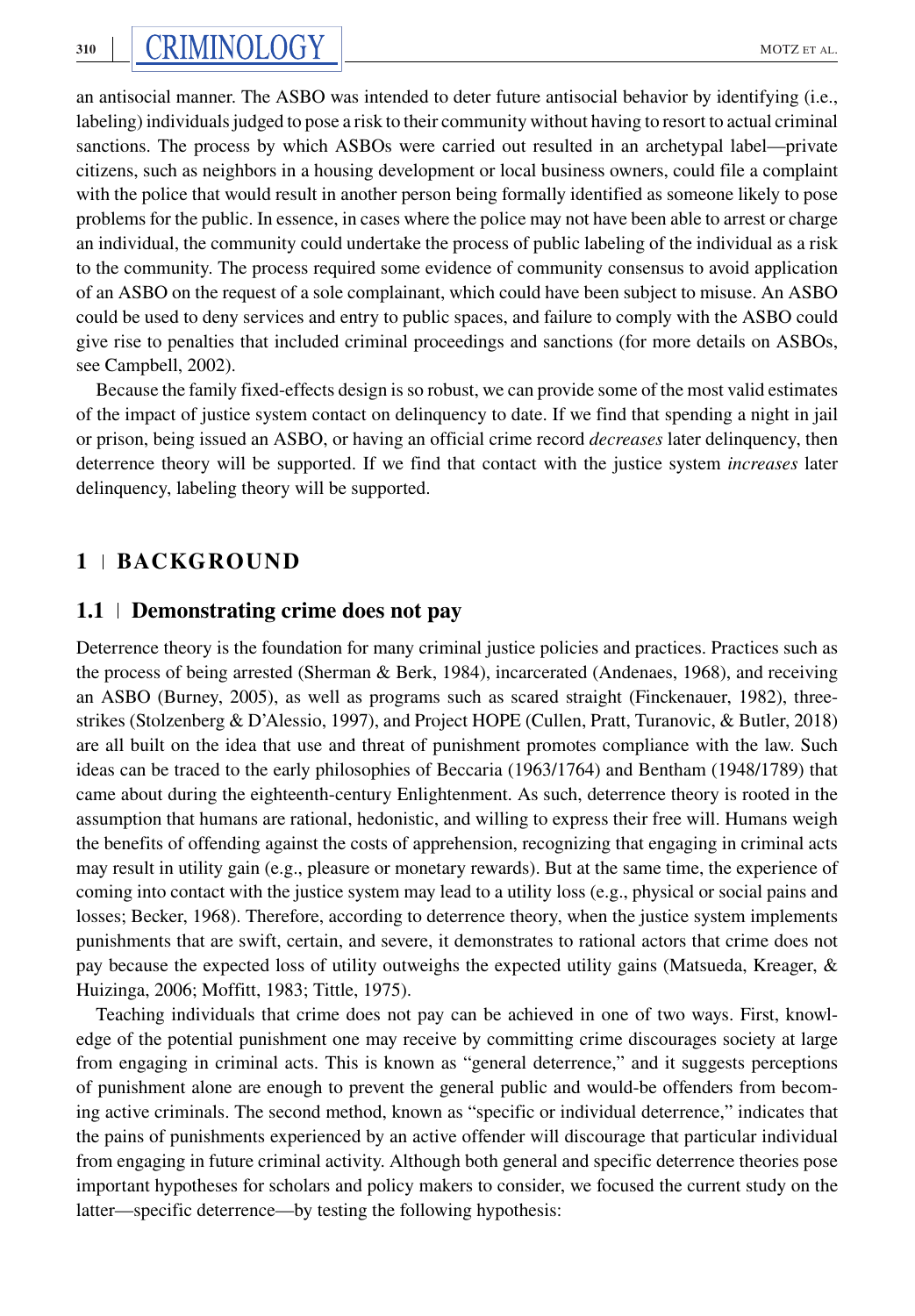an antisocial manner. The ASBO was intended to deter future antisocial behavior by identifying (i.e., labeling) individuals judged to pose a risk to their community without having to resort to actual criminal sanctions. The process by which ASBOs were carried out resulted in an archetypal label—private citizens, such as neighbors in a housing development or local business owners, could file a complaint with the police that would result in another person being formally identified as someone likely to pose problems for the public. In essence, in cases where the police may not have been able to arrest or charge an individual, the community could undertake the process of public labeling of the individual as a risk to the community. The process required some evidence of community consensus to avoid application of an ASBO on the request of a sole complainant, which could have been subject to misuse. An ASBO could be used to deny services and entry to public spaces, and failure to comply with the ASBO could give rise to penalties that included criminal proceedings and sanctions (for more details on ASBOs, see Campbell, 2002).

Because the family fixed-effects design is so robust, we can provide some of the most valid estimates of the impact of justice system contact on delinquency to date. If we find that spending a night in jail or prison, being issued an ASBO, or having an official crime record *decreases* later delinquency, then deterrence theory will be supported. If we find that contact with the justice system *increases* later delinquency, labeling theory will be supported.

## 1 | BACKGROUND

### 1.1 | Demonstrating crime does not pay

Deterrence theory is the foundation for many criminal justice policies and practices. Practices such as the process of being arrested (Sherman & Berk, 1984), incarcerated (Andenaes, 1968), and receiving an ASBO (Burney, 2005), as well as programs such as scared straight (Finckenauer, 1982), three-strikes (Stolzenberg & D'Alessio, 1997), and Project HOPE (Cullen, Pratt, Turanovic, & Butler, 2018) are all built on the idea that use and threat of punishment promotes compliance with the law. Such ideas can be traced to the early philosophies of Beccaria (1963/1764) and Bentham (1948/1789) that came about during the eighteenth-century Enlightenment. As such, deterrence theory is rooted in the assumption that humans are rational, hedonistic, and willing to express their free will. Humans weigh the benefits of offending against the costs of apprehension, recognizing that engaging in criminal acts may result in utility gain (e.g., pleasure or monetary rewards). But at the same time, the experience of coming into contact with the justice system may lead to a utility loss (e.g., physical or social pains and losses; Becker, 1968). Therefore, according to deterrence theory, when the justice system implements punishments that are swift, certain, and severe, it demonstrates to rational actors that crime does not pay because the expected loss of utility outweighs the expected utility gains (Matsueda, Kreager, & Huizinga, 2006; Moffitt, 1983; Tittle, 1975).

Teaching individuals that crime does not pay can be achieved in one of two ways. First, knowledge of the potential punishment one may receive by committing crime discourages society at large from engaging in criminal acts. This is known as "general deterrence," and it suggests perceptions of punishment alone are enough to prevent the general public and would-be offenders from becoming active criminals. The second method, known as "specific or individual deterrence," indicates that the pains of punishments experienced by an active offender will discourage that particular individual from engaging in future criminal activity. Although both general and specific deterrence theories pose important hypotheses for scholars and policy makers to consider, we focused the current study on the latter—specific deterrence—by testing the following hypothesis: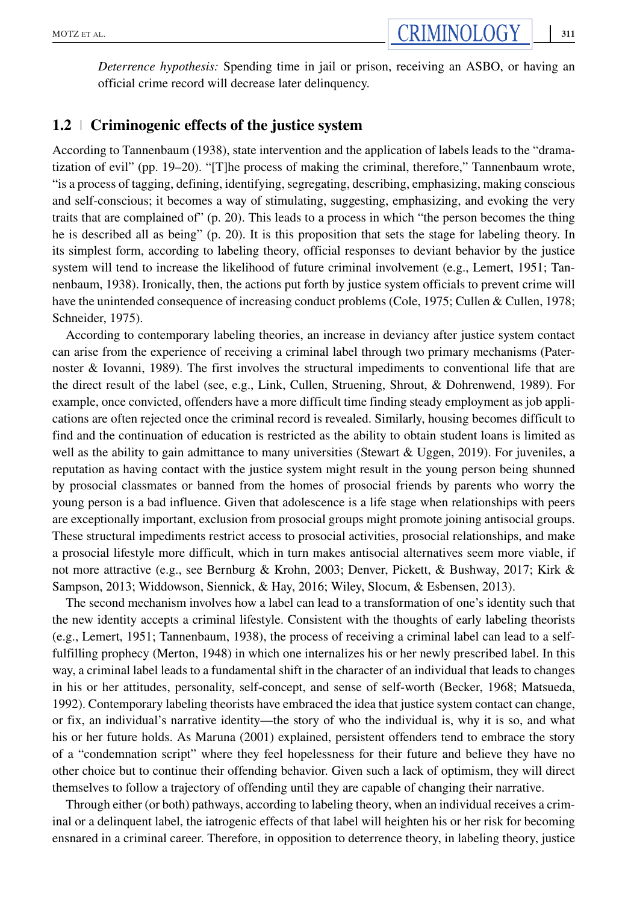*Deterrence hypothesis:* Spending time in jail or prison, receiving an ASBO, or having an official crime record will decrease later delinquency.

## 1.2 | Criminogenic effects of the justice system

According to Tannenbaum (1938), state intervention and the application of labels leads to the "dramatization of evil" (pp. 19–20). "[T]he process of making the criminal, therefore," Tannenbaum wrote, "is a process of tagging, defining, identifying, segregating, describing, emphasizing, making conscious and self-conscious; it becomes a way of stimulating, suggesting, emphasizing, and evoking the very traits that are complained of" (p. 20). This leads to a process in which "the person becomes the thing he is described all as being" (p. 20). It is this proposition that sets the stage for labeling theory. In its simplest form, according to labeling theory, official responses to deviant behavior by the justice system will tend to increase the likelihood of future criminal involvement (e.g., Lemert, 1951; Tannenbaum, 1938). Ironically, then, the actions put forth by justice system officials to prevent crime will have the unintended consequence of increasing conduct problems (Cole, 1975; Cullen & Cullen, 1978; Schneider, 1975).

According to contemporary labeling theories, an increase in deviancy after justice system contact can arise from the experience of receiving a criminal label through two primary mechanisms (Paternoster & Iovanni, 1989). The first involves the structural impediments to conventional life that are the direct result of the label (see, e.g., Link, Cullen, Struening, Shrout, & Dohrenwend, 1989). For example, once convicted, offenders have a more difficult time finding steady employment as job applications are often rejected once the criminal record is revealed. Similarly, housing becomes difficult to find and the continuation of education is restricted as the ability to obtain student loans is limited as well as the ability to gain admittance to many universities (Stewart & Uggen, 2019). For juveniles, a reputation as having contact with the justice system might result in the young person being shunned by prosocial classmates or banned from the homes of prosocial friends by parents who worry the young person is a bad influence. Given that adolescence is a life stage when relationships with peers are exceptionally important, exclusion from prosocial groups might promote joining antisocial groups. These structural impediments restrict access to prosocial activities, prosocial relationships, and make a prosocial lifestyle more difficult, which in turn makes antisocial alternatives seem more viable, if not more attractive (e.g., see Bernburg & Krohn, 2003; Denver, Pickett, & Bushway, 2017; Kirk & Sampson, 2013; Widdowson, Siennick, & Hay, 2016; Wiley, Slocum, & Esbensen, 2013).

The second mechanism involves how a label can lead to a transformation of one's identity such that the new identity accepts a criminal lifestyle. Consistent with the thoughts of early labeling theorists (e.g., Lemert, 1951; Tannenbaum, 1938), the process of receiving a criminal label can lead to a self-fulfilling prophecy (Merton, 1948) in which one internalizes his or her newly prescribed label. In this way, a criminal label leads to a fundamental shift in the character of an individual that leads to changes in his or her attitudes, personality, self-concept, and sense of self-worth (Becker, 1968; Matsueda, 1992). Contemporary labeling theorists have embraced the idea that justice system contact can change, or fix, an individual's narrative identity—the story of who the individual is, why it is so, and what his or her future holds. As Maruna (2001) explained, persistent offenders tend to embrace the story of a "condemnation script" where they feel hopelessness for their future and believe they have no other choice but to continue their offending behavior. Given such a lack of optimism, they will direct themselves to follow a trajectory of offending until they are capable of changing their narrative.

Through either (or both) pathways, according to labeling theory, when an individual receives a criminal or a delinquent label, the iatrogenic effects of that label will heighten his or her risk for becoming ensnared in a criminal career. Therefore, in opposition to deterrence theory, in labeling theory, justice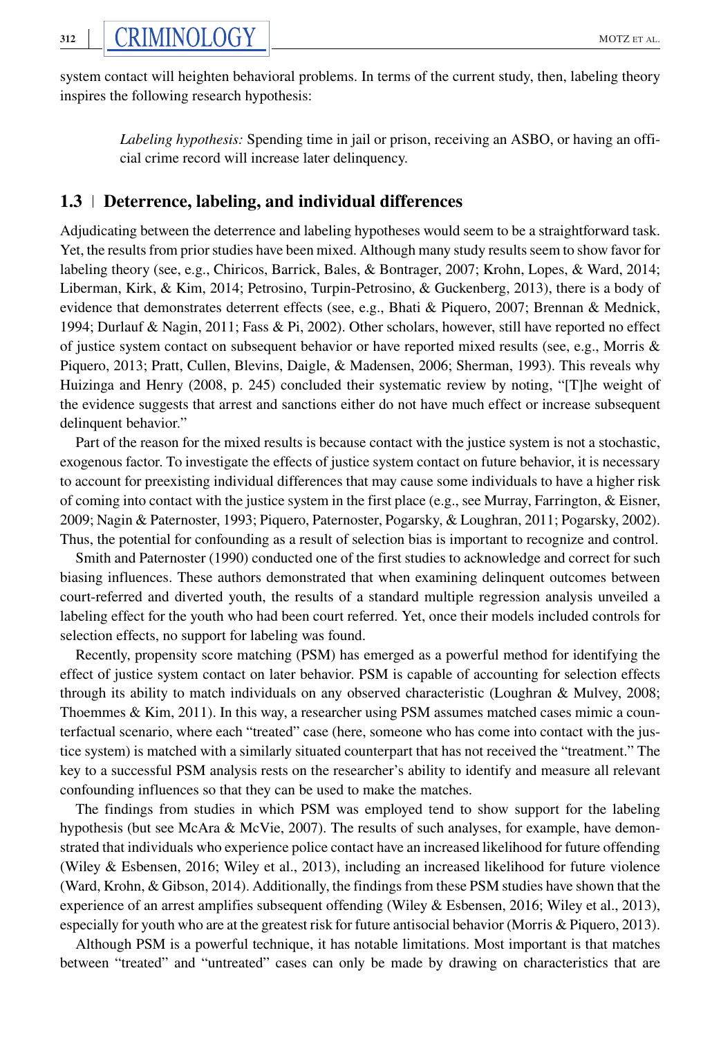system contact will heighten behavioral problems. In terms of the current study, then, labeling theory inspires the following research hypothesis:

> *Labeling hypothesis:* Spending time in jail or prison, receiving an ASBO, or having an official crime record will increase later delinquency.

## 1.3 | Deterrence, labeling, and individual differences

Adjudicating between the deterrence and labeling hypotheses would seem to be a straightforward task. Yet, the results from prior studies have been mixed. Although many study results seem to show favor for labeling theory (see, e.g., Chiricos, Barrick, Bales, & Bontrager, 2007; Krohn, Lopes, & Ward, 2014; Liberman, Kirk, & Kim, 2014; Petrosino, Turpin-Petrosino, & Guckenberg, 2013), there is a body of evidence that demonstrates deterrent effects (see, e.g., Bhati & Piquero, 2007; Brennan & Mednick, 1994; Durlauf & Nagin, 2011; Fass & Pi, 2002). Other scholars, however, still have reported no effect of justice system contact on subsequent behavior or have reported mixed results (see, e.g., Morris & Piquero, 2013; Pratt, Cullen, Blevins, Daigle, & Madensen, 2006; Sherman, 1993). This reveals why Huizinga and Henry (2008, p. 245) concluded their systematic review by noting, "[T]he weight of the evidence suggests that arrest and sanctions either do not have much effect or increase subsequent delinquent behavior."

Part of the reason for the mixed results is because contact with the justice system is not a stochastic, exogenous factor. To investigate the effects of justice system contact on future behavior, it is necessary to account for preexisting individual differences that may cause some individuals to have a higher risk of coming into contact with the justice system in the first place (e.g., see Murray, Farrington, & Eisner, 2009; Nagin & Paternoster, 1993; Piquero, Paternoster, Pogarsky, & Loughran, 2011; Pogarsky, 2002). Thus, the potential for confounding as a result of selection bias is important to recognize and control.

Smith and Paternoster (1990) conducted one of the first studies to acknowledge and correct for such biasing influences. These authors demonstrated that when examining delinquent outcomes between court-referred and diverted youth, the results of a standard multiple regression analysis unveiled a labeling effect for the youth who had been court referred. Yet, once their models included controls for selection effects, no support for labeling was found.

Recently, propensity score matching (PSM) has emerged as a powerful method for identifying the effect of justice system contact on later behavior. PSM is capable of accounting for selection effects through its ability to match individuals on any observed characteristic (Loughran & Mulvey, 2008; Thoemmes & Kim, 2011). In this way, a researcher using PSM assumes matched cases mimic a counterfactual scenario, where each "treated" case (here, someone who has come into contact with the justice system) is matched with a similarly situated counterpart that has not received the "treatment." The key to a successful PSM analysis rests on the researcher's ability to identify and measure all relevant confounding influences so that they can be used to make the matches.

The findings from studies in which PSM was employed tend to show support for the labeling hypothesis (but see McAra & McVie, 2007). The results of such analyses, for example, have demonstrated that individuals who experience police contact have an increased likelihood for future offending (Wiley & Esbensen, 2016; Wiley et al., 2013), including an increased likelihood for future violence (Ward, Krohn, & Gibson, 2014). Additionally, the findings from these PSM studies have shown that the experience of an arrest amplifies subsequent offending (Wiley & Esbensen, 2016; Wiley et al., 2013), especially for youth who are at the greatest risk for future antisocial behavior (Morris & Piquero, 2013).

Although PSM is a powerful technique, it has notable limitations. Most important is that matches between "treated" and "untreated" cases can only be made by drawing on characteristics that are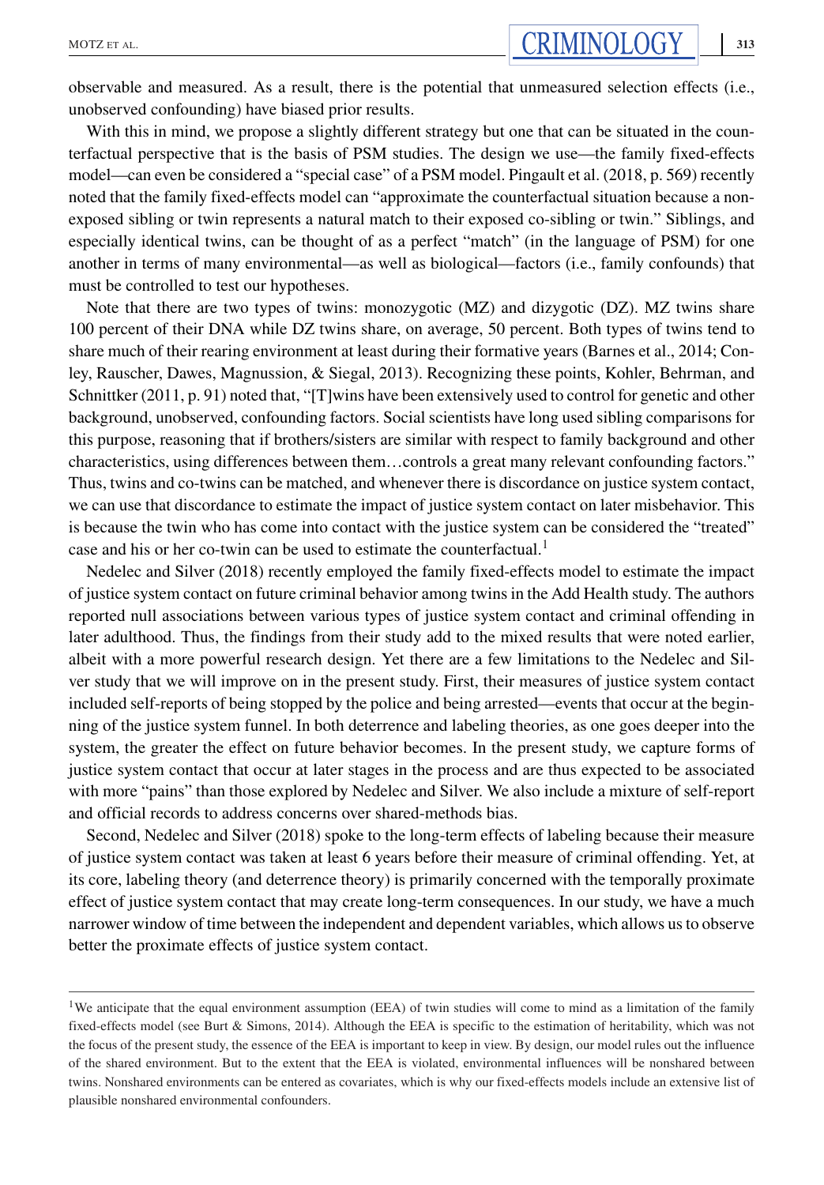observable and measured. As a result, there is the potential that unmeasured selection effects (i.e., unobserved confounding) have biased prior results.

With this in mind, we propose a slightly different strategy but one that can be situated in the counterfactual perspective that is the basis of PSM studies. The design we use—the family fixed-effects model—can even be considered a "special case" of a PSM model. Pingault et al. (2018, p. 569) recently noted that the family fixed-effects model can "approximate the counterfactual situation because a nonexposed sibling or twin represents a natural match to their exposed co-sibling or twin." Siblings, and especially identical twins, can be thought of as a perfect "match" (in the language of PSM) for one another in terms of many environmental—as well as biological—factors (i.e., family confounds) that must be controlled to test our hypotheses.

Note that there are two types of twins: monozygotic (MZ) and dizygotic (DZ). MZ twins share 100 percent of their DNA while DZ twins share, on average, 50 percent. Both types of twins tend to share much of their rearing environment at least during their formative years (Barnes et al., 2014; Conley, Rauscher, Dawes, Magnussion, & Siegal, 2013). Recognizing these points, Kohler, Behrman, and Schnittker (2011, p. 91) noted that, "[T]wins have been extensively used to control for genetic and other background, unobserved, confounding factors. Social scientists have long used sibling comparisons for this purpose, reasoning that if brothers/sisters are similar with respect to family background and other characteristics, using differences between them…controls a great many relevant confounding factors." Thus, twins and co-twins can be matched, and whenever there is discordance on justice system contact, we can use that discordance to estimate the impact of justice system contact on later misbehavior. This is because the twin who has come into contact with the justice system can be considered the "treated" case and his or her co-twin can be used to estimate the counterfactual.[1]

Nedelec and Silver (2018) recently employed the family fixed-effects model to estimate the impact of justice system contact on future criminal behavior among twins in the Add Health study. The authors reported null associations between various types of justice system contact and criminal offending in later adulthood. Thus, the findings from their study add to the mixed results that were noted earlier, albeit with a more powerful research design. Yet there are a few limitations to the Nedelec and Silver study that we will improve on in the present study. First, their measures of justice system contact included self-reports of being stopped by the police and being arrested—events that occur at the beginning of the justice system funnel. In both deterrence and labeling theories, as one goes deeper into the system, the greater the effect on future behavior becomes. In the present study, we capture forms of justice system contact that occur at later stages in the process and are thus expected to be associated with more "pains" than those explored by Nedelec and Silver. We also include a mixture of self-report and official records to address concerns over shared-methods bias.

Second, Nedelec and Silver (2018) spoke to the long-term effects of labeling because their measure of justice system contact was taken at least 6 years before their measure of criminal offending. Yet, at its core, labeling theory (and deterrence theory) is primarily concerned with the temporally proximate effect of justice system contact that may create long-term consequences. In our study, we have a much narrower window of time between the independent and dependent variables, which allows us to observe better the proximate effects of justice system contact.

[1] We anticipate that the equal environment assumption (EEA) of twin studies will come to mind as a limitation of the family fixed-effects model (see Burt & Simons, 2014). Although the EEA is specific to the estimation of heritability, which was not the focus of the present study, the essence of the EEA is important to keep in view. By design, our model rules out the influence of the shared environment. But to the extent that the EEA is violated, environmental influences will be nonshared between twins. Nonshared environments can be entered as covariates, which is why our fixed-effects models include an extensive list of plausible nonshared environmental confounders.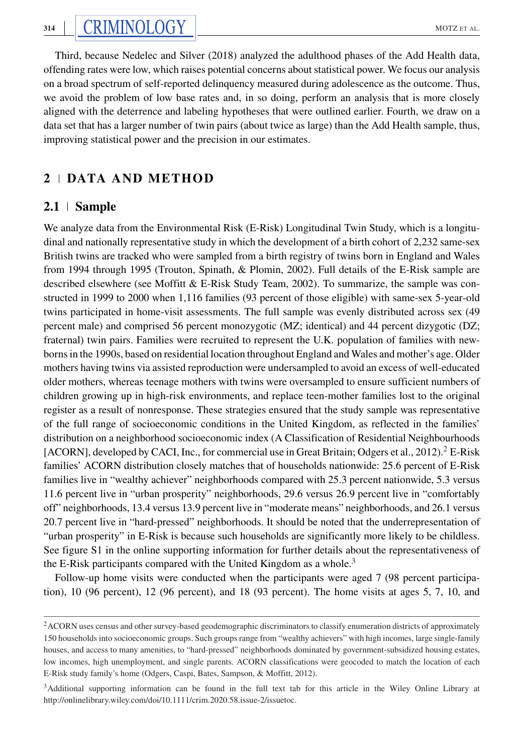Third, because Nedelec and Silver (2018) analyzed the adulthood phases of the Add Health data, offending rates were low, which raises potential concerns about statistical power. We focus our analysis on a broad spectrum of self-reported delinquency measured during adolescence as the outcome. Thus, we avoid the problem of low base rates and, in so doing, perform an analysis that is more closely aligned with the deterrence and labeling hypotheses that were outlined earlier. Fourth, we draw on a data set that has a larger number of twin pairs (about twice as large) than the Add Health sample, thus, improving statistical power and the precision in our estimates.

## 2 | DATA AND METHOD

### 2.1 | Sample

We analyze data from the Environmental Risk (E-Risk) Longitudinal Twin Study, which is a longitudinal and nationally representative study in which the development of a birth cohort of 2,232 same-sex British twins are tracked who were sampled from a birth registry of twins born in England and Wales from 1994 through 1995 (Trouton, Spinath, & Plomin, 2002). Full details of the E-Risk sample are described elsewhere (see Moffitt & E-Risk Study Team, 2002). To summarize, the sample was constructed in 1999 to 2000 when 1,116 families (93 percent of those eligible) with same-sex 5-year-old twins participated in home-visit assessments. The full sample was evenly distributed across sex (49 percent male) and comprised 56 percent monozygotic (MZ; identical) and 44 percent dizygotic (DZ; fraternal) twin pairs. Families were recruited to represent the U.K. population of families with newborns in the 1990s, based on residential location throughout England and Wales and mother's age. Older mothers having twins via assisted reproduction were undersampled to avoid an excess of well-educated older mothers, whereas teenage mothers with twins were oversampled to ensure sufficient numbers of children growing up in high-risk environments, and replace teen-mother families lost to the original register as a result of nonresponse. These strategies ensured that the study sample was representative of the full range of socioeconomic conditions in the United Kingdom, as reflected in the families' distribution on a neighborhood socioeconomic index (A Classification of Residential Neighbourhoods [ACORN], developed by CACI, Inc., for commercial use in Great Britain; Odgers et al., 2012).[2] E-Risk families' ACORN distribution closely matches that of households nationwide: 25.6 percent of E-Risk families live in "wealthy achiever" neighborhoods compared with 25.3 percent nationwide, 5.3 versus 11.6 percent live in "urban prosperity" neighborhoods, 29.6 versus 26.9 percent live in "comfortably off" neighborhoods, 13.4 versus 13.9 percent live in "moderate means" neighborhoods, and 26.1 versus 20.7 percent live in "hard-pressed" neighborhoods. It should be noted that the underrepresentation of "urban prosperity" in E-Risk is because such households are significantly more likely to be childless. See figure S1 in the online supporting information for further details about the representativeness of the E-Risk participants compared with the United Kingdom as a whole.[3]

Follow-up home visits were conducted when the participants were aged 7 (98 percent participation), 10 (96 percent), 12 (96 percent), and 18 (93 percent). The home visits at ages 5, 7, 10, and

[2] ACORN uses census and other survey-based geodemographic discriminators to classify enumeration districts of approximately 150 households into socioeconomic groups. Such groups range from "wealthy achievers" with high incomes, large single-family houses, and access to many amenities, to "hard-pressed" neighborhoods dominated by government-subsidized housing estates, low incomes, high unemployment, and single parents. ACORN classifications were geocoded to match the location of each E-Risk study family's home (Odgers, Caspi, Bates, Sampson, & Moffitt, 2012).

[3] Additional supporting information can be found in the full text tab for this article in the Wiley Online Library at http://onlinelibrary.wiley.com/doi/10.1111/crim.2020.58.issue-2/issuetoc.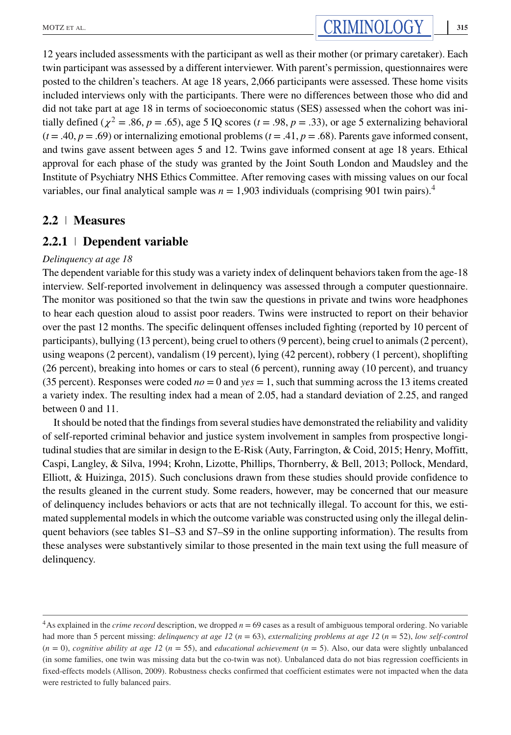12 years included assessments with the participant as well as their mother (or primary caretaker). Each twin participant was assessed by a different interviewer. With parent's permission, questionnaires were posted to the children's teachers. At age 18 years, 2,066 participants were assessed. These home visits included interviews only with the participants. There were no differences between those who did and did not take part at age 18 in terms of socioeconomic status (SES) assessed when the cohort was initially defined ($\chi^2 = .86$, $p = .65$), age 5 IQ scores ($t = .98$, $p = .33$), or age 5 externalizing behavioral ($t = .40$, $p = .69$) or internalizing emotional problems ($t = .41$, $p = .68$). Parents gave informed consent, and twins gave assent between ages 5 and 12. Twins gave informed consent at age 18 years. Ethical approval for each phase of the study was granted by the Joint South London and Maudsley and the Institute of Psychiatry NHS Ethics Committee. After removing cases with missing values on our focal variables, our final analytical sample was $n = 1,903$ individuals (comprising 901 twin pairs).[4]

## 2.2 | Measures

### 2.2.1 | Dependent variable

*Delinquency at age 18*

The dependent variable for this study was a variety index of delinquent behaviors taken from the age-18 interview. Self-reported involvement in delinquency was assessed through a computer questionnaire. The monitor was positioned so that the twin saw the questions in private and twins wore headphones to hear each question aloud to assist poor readers. Twins were instructed to report on their behavior over the past 12 months. The specific delinquent offenses included fighting (reported by 10 percent of participants), bullying (13 percent), being cruel to others (9 percent), being cruel to animals (2 percent), using weapons (2 percent), vandalism (19 percent), lying (42 percent), robbery (1 percent), shoplifting (26 percent), breaking into homes or cars to steal (6 percent), running away (10 percent), and truancy (35 percent). Responses were coded *no* = 0 and *yes* = 1, such that summing across the 13 items created a variety index. The resulting index had a mean of 2.05, had a standard deviation of 2.25, and ranged between 0 and 11.

It should be noted that the findings from several studies have demonstrated the reliability and validity of self-reported criminal behavior and justice system involvement in samples from prospective longitudinal studies that are similar in design to the E-Risk (Auty, Farrington, & Coid, 2015; Henry, Moffitt, Caspi, Langley, & Silva, 1994; Krohn, Lizotte, Phillips, Thornberry, & Bell, 2013; Pollock, Mendard, Elliott, & Huizinga, 2015). Such conclusions drawn from these studies should provide confidence to the results gleaned in the current study. Some readers, however, may be concerned that our measure of delinquency includes behaviors or acts that are not technically illegal. To account for this, we estimated supplemental models in which the outcome variable was constructed using only the illegal delinquent behaviors (see tables S1–S3 and S7–S9 in the online supporting information). The results from these analyses were substantively similar to those presented in the main text using the full measure of delinquency.

---

[4] As explained in the *crime record* description, we dropped $n = 69$ cases as a result of ambiguous temporal ordering. No variable had more than 5 percent missing: *delinquency at age 12* ($n = 63$), *externalizing problems at age 12* ($n = 52$), *low self-control* ($n = 0$), *cognitive ability at age 12* ($n = 55$), and *educational achievement* ($n = 5$). Also, our data were slightly unbalanced (in some families, one twin was missing data but the co-twin was not). Unbalanced data do not bias regression coefficients in fixed-effects models (Allison, 2009). Robustness checks confirmed that coefficient estimates were not impacted when the data were restricted to fully balanced pairs.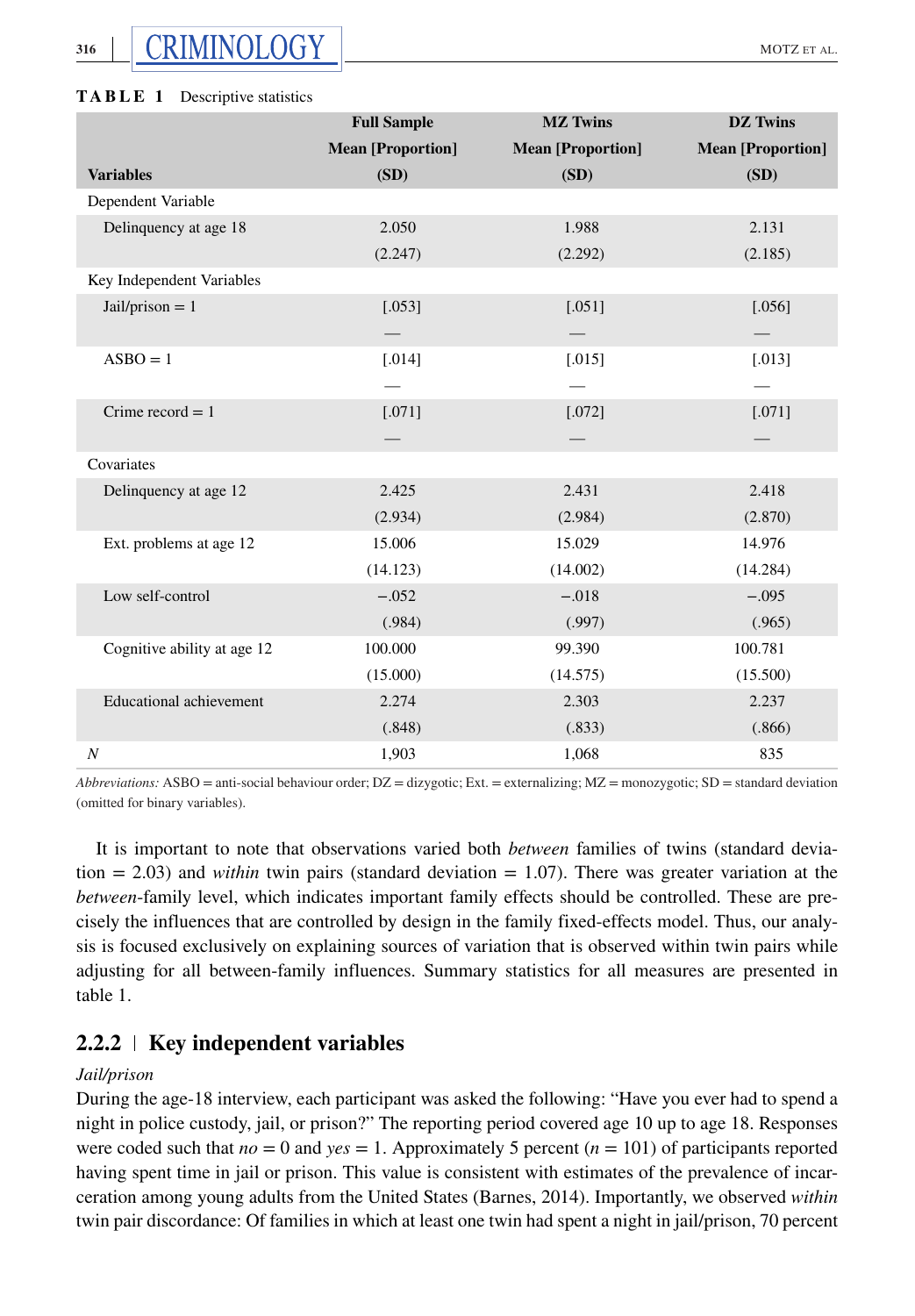**TABLE 1** Descriptive statistics

| Variables | Full Sample Mean [Proportion] (SD) | MZ Twins Mean [Proportion] (SD) | DZ Twins Mean [Proportion] (SD) |
|---|---|---|---|
| Dependent Variable | | | |
| Delinquency at age 18 | 2.050 | 1.988 | 2.131 |
| | (2.247) | (2.292) | (2.185) |
| Key Independent Variables | | | |
| Jail/prison = 1 | [.053] | [.051] | [.056] |
| | — | — | — |
| ASBO = 1 | [.014] | [.015] | [.013] |
| | — | — | — |
| Crime record = 1 | [.071] | [.072] | [.071] |
| | — | — | — |
| Covariates | | | |
| Delinquency at age 12 | 2.425 | 2.431 | 2.418 |
| | (2.934) | (2.984) | (2.870) |
| Ext. problems at age 12 | 15.006 | 15.029 | 14.976 |
| | (14.123) | (14.002) | (14.284) |
| Low self-control | −.052 | −.018 | −.095 |
| | (.984) | (.997) | (.965) |
| Cognitive ability at age 12 | 100.000 | 99.390 | 100.781 |
| | (15.000) | (14.575) | (15.500) |
| Educational achievement | 2.274 | 2.303 | 2.237 |
| | (.848) | (.833) | (.866) |
| *N* | 1,903 | 1,068 | 835 |

*Abbreviations:* ASBO = anti-social behaviour order; DZ = dizygotic; Ext. = externalizing; MZ = monozygotic; SD = standard deviation (omitted for binary variables).

It is important to note that observations varied both *between* families of twins (standard deviation = 2.03) and *within* twin pairs (standard deviation = 1.07). There was greater variation at the *between*-family level, which indicates important family effects should be controlled. These are precisely the influences that are controlled by design in the family fixed-effects model. Thus, our analysis is focused exclusively on explaining sources of variation that is observed within twin pairs while adjusting for all between-family influences. Summary statistics for all measures are presented in table 1.

### 2.2.2 | Key independent variables

*Jail/prison*

During the age-18 interview, each participant was asked the following: "Have you ever had to spend a night in police custody, jail, or prison?" The reporting period covered age 10 up to age 18. Responses were coded such that *no* = 0 and *yes* = 1. Approximately 5 percent ($n$ = 101) of participants reported having spent time in jail or prison. This value is consistent with estimates of the prevalence of incarceration among young adults from the United States (Barnes, 2014). Importantly, we observed *within* twin pair discordance: Of families in which at least one twin had spent a night in jail/prison, 70 percent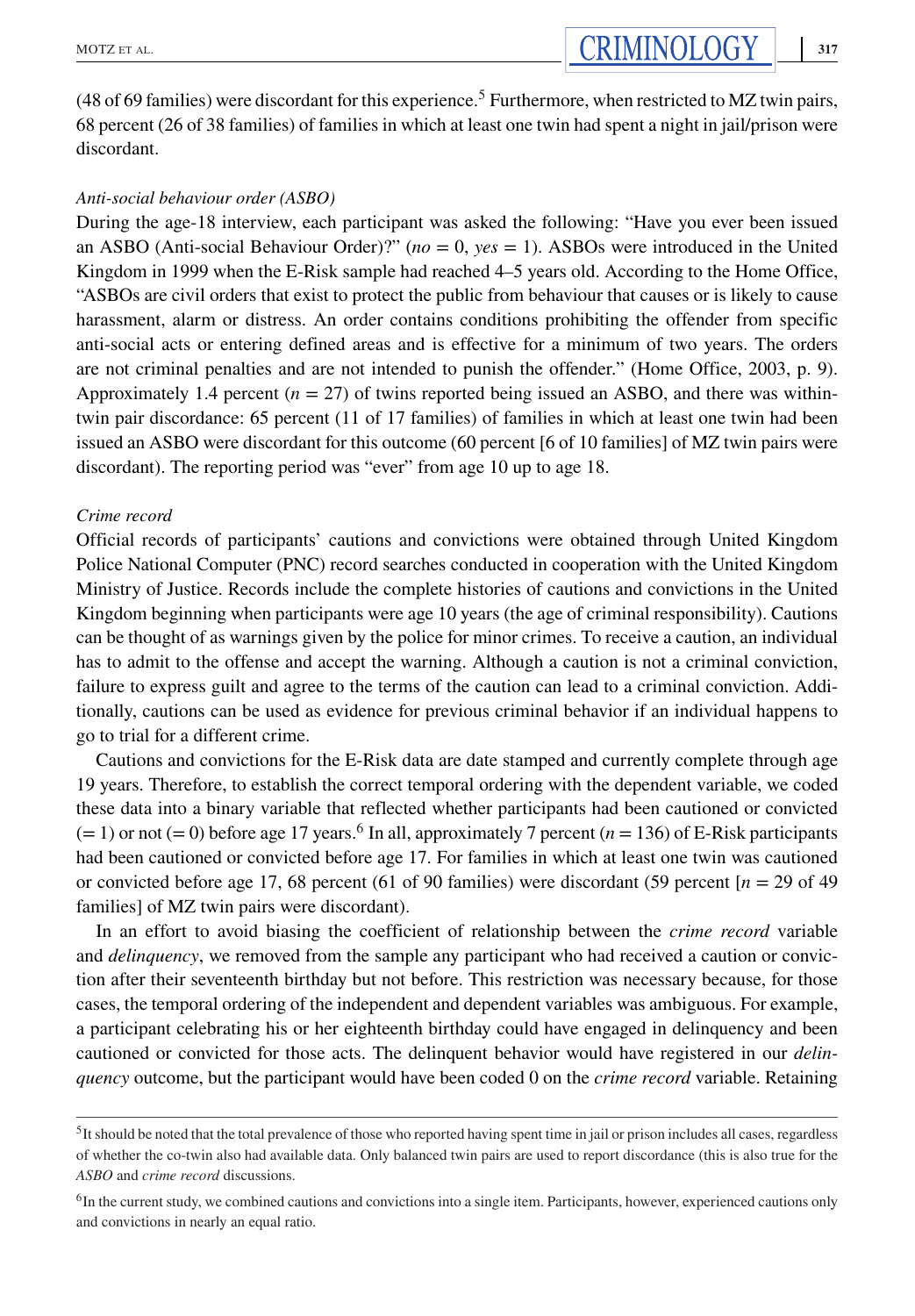(48 of 69 families) were discordant for this experience.[5] Furthermore, when restricted to MZ twin pairs, 68 percent (26 of 38 families) of families in which at least one twin had spent a night in jail/prison were discordant.

*Anti-social behaviour order (ASBO)*

During the age-18 interview, each participant was asked the following: "Have you ever been issued an ASBO (Anti-social Behaviour Order)?" (*no* = 0, *yes* = 1). ASBOs were introduced in the United Kingdom in 1999 when the E-Risk sample had reached 4–5 years old. According to the Home Office, "ASBOs are civil orders that exist to protect the public from behaviour that causes or is likely to cause harassment, alarm or distress. An order contains conditions prohibiting the offender from specific anti-social acts or entering defined areas and is effective for a minimum of two years. The orders are not criminal penalties and are not intended to punish the offender." (Home Office, 2003, p. 9). Approximately 1.4 percent ($n = 27$) of twins reported being issued an ASBO, and there was within-twin pair discordance: 65 percent (11 of 17 families) of families in which at least one twin had been issued an ASBO were discordant for this outcome (60 percent [6 of 10 families] of MZ twin pairs were discordant). The reporting period was "ever" from age 10 up to age 18.

*Crime record*

Official records of participants' cautions and convictions were obtained through United Kingdom Police National Computer (PNC) record searches conducted in cooperation with the United Kingdom Ministry of Justice. Records include the complete histories of cautions and convictions in the United Kingdom beginning when participants were age 10 years (the age of criminal responsibility). Cautions can be thought of as warnings given by the police for minor crimes. To receive a caution, an individual has to admit to the offense and accept the warning. Although a caution is not a criminal conviction, failure to express guilt and agree to the terms of the caution can lead to a criminal conviction. Additionally, cautions can be used as evidence for previous criminal behavior if an individual happens to go to trial for a different crime.

Cautions and convictions for the E-Risk data are date stamped and currently complete through age 19 years. Therefore, to establish the correct temporal ordering with the dependent variable, we coded these data into a binary variable that reflected whether participants had been cautioned or convicted (= 1) or not (= 0) before age 17 years.[6] In all, approximately 7 percent ($n = 136$) of E-Risk participants had been cautioned or convicted before age 17. For families in which at least one twin was cautioned or convicted before age 17, 68 percent (61 of 90 families) were discordant (59 percent [$n = 29$ of 49 families] of MZ twin pairs were discordant).

In an effort to avoid biasing the coefficient of relationship between the *crime record* variable and *delinquency*, we removed from the sample any participant who had received a caution or conviction after their seventeenth birthday but not before. This restriction was necessary because, for those cases, the temporal ordering of the independent and dependent variables was ambiguous. For example, a participant celebrating his or her eighteenth birthday could have engaged in delinquency and been cautioned or convicted for those acts. The delinquent behavior would have registered in our *delinquency* outcome, but the participant would have been coded 0 on the *crime record* variable. Retaining

[5] It should be noted that the total prevalence of those who reported having spent time in jail or prison includes all cases, regardless of whether the co-twin also had available data. Only balanced twin pairs are used to report discordance (this is also true for the *ASBO* and *crime record* discussions.

[6] In the current study, we combined cautions and convictions into a single item. Participants, however, experienced cautions only and convictions in nearly an equal ratio.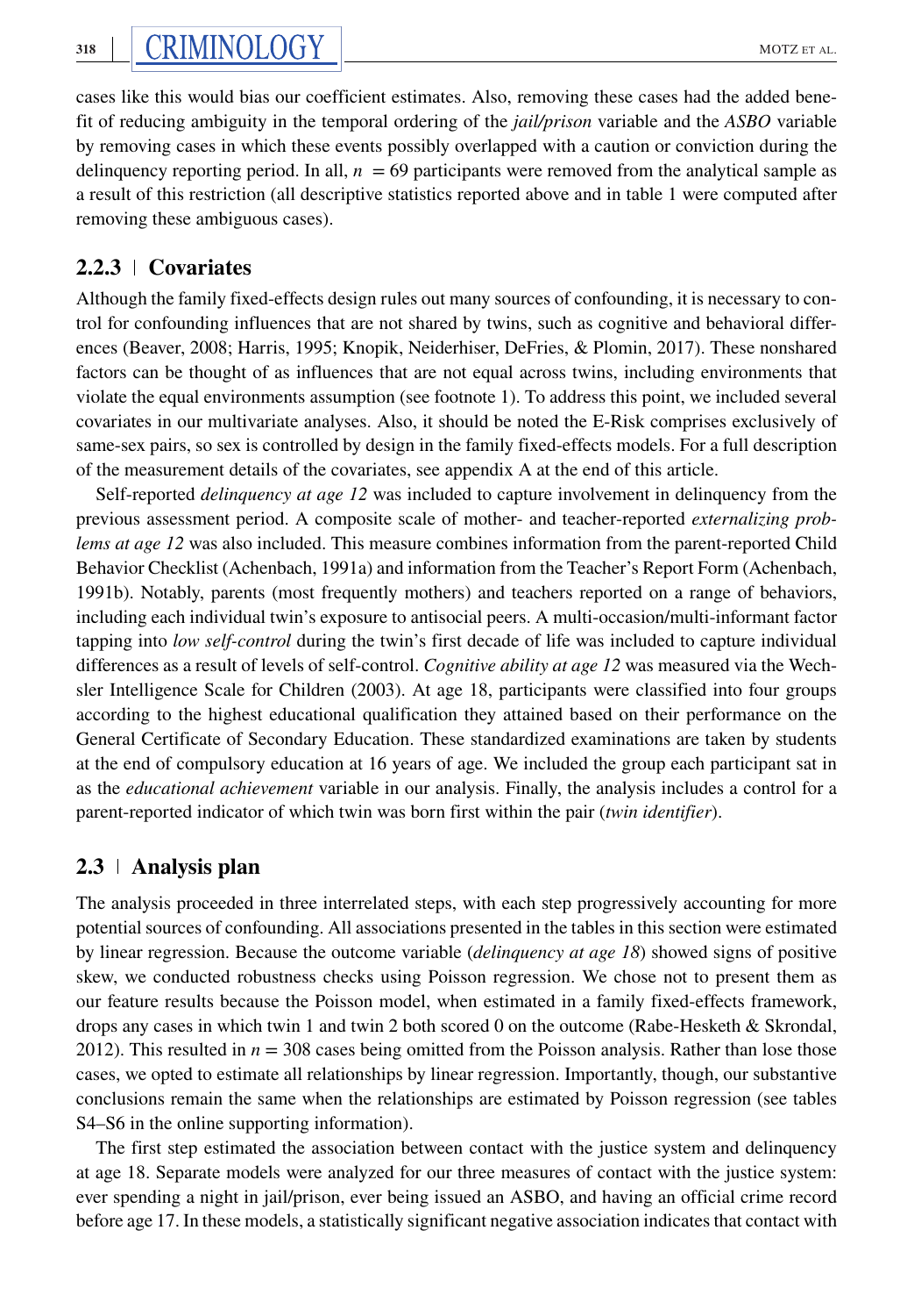cases like this would bias our coefficient estimates. Also, removing these cases had the added benefit of reducing ambiguity in the temporal ordering of the *jail/prison* variable and the *ASBO* variable by removing cases in which these events possibly overlapped with a caution or conviction during the delinquency reporting period. In all, $n = 69$ participants were removed from the analytical sample as a result of this restriction (all descriptive statistics reported above and in table 1 were computed after removing these ambiguous cases).

### 2.2.3 | Covariates

Although the family fixed-effects design rules out many sources of confounding, it is necessary to control for confounding influences that are not shared by twins, such as cognitive and behavioral differences (Beaver, 2008; Harris, 1995; Knopik, Neiderhiser, DeFries, & Plomin, 2017). These nonshared factors can be thought of as influences that are not equal across twins, including environments that violate the equal environments assumption (see footnote 1). To address this point, we included several covariates in our multivariate analyses. Also, it should be noted the E-Risk comprises exclusively of same-sex pairs, so sex is controlled by design in the family fixed-effects models. For a full description of the measurement details of the covariates, see appendix A at the end of this article.

Self-reported *delinquency at age 12* was included to capture involvement in delinquency from the previous assessment period. A composite scale of mother- and teacher-reported *externalizing problems at age 12* was also included. This measure combines information from the parent-reported Child Behavior Checklist (Achenbach, 1991a) and information from the Teacher's Report Form (Achenbach, 1991b). Notably, parents (most frequently mothers) and teachers reported on a range of behaviors, including each individual twin's exposure to antisocial peers. A multi-occasion/multi-informant factor tapping into *low self-control* during the twin's first decade of life was included to capture individual differences as a result of levels of self-control. *Cognitive ability at age 12* was measured via the Wechsler Intelligence Scale for Children (2003). At age 18, participants were classified into four groups according to the highest educational qualification they attained based on their performance on the General Certificate of Secondary Education. These standardized examinations are taken by students at the end of compulsory education at 16 years of age. We included the group each participant sat in as the *educational achievement* variable in our analysis. Finally, the analysis includes a control for a parent-reported indicator of which twin was born first within the pair (*twin identifier*).

## 2.3 | Analysis plan

The analysis proceeded in three interrelated steps, with each step progressively accounting for more potential sources of confounding. All associations presented in the tables in this section were estimated by linear regression. Because the outcome variable (*delinquency at age 18*) showed signs of positive skew, we conducted robustness checks using Poisson regression. We chose not to present them as our feature results because the Poisson model, when estimated in a family fixed-effects framework, drops any cases in which twin 1 and twin 2 both scored 0 on the outcome (Rabe-Hesketh & Skrondal, 2012). This resulted in $n = 308$ cases being omitted from the Poisson analysis. Rather than lose those cases, we opted to estimate all relationships by linear regression. Importantly, though, our substantive conclusions remain the same when the relationships are estimated by Poisson regression (see tables S4–S6 in the online supporting information).

The first step estimated the association between contact with the justice system and delinquency at age 18. Separate models were analyzed for our three measures of contact with the justice system: ever spending a night in jail/prison, ever being issued an ASBO, and having an official crime record before age 17. In these models, a statistically significant negative association indicates that contact with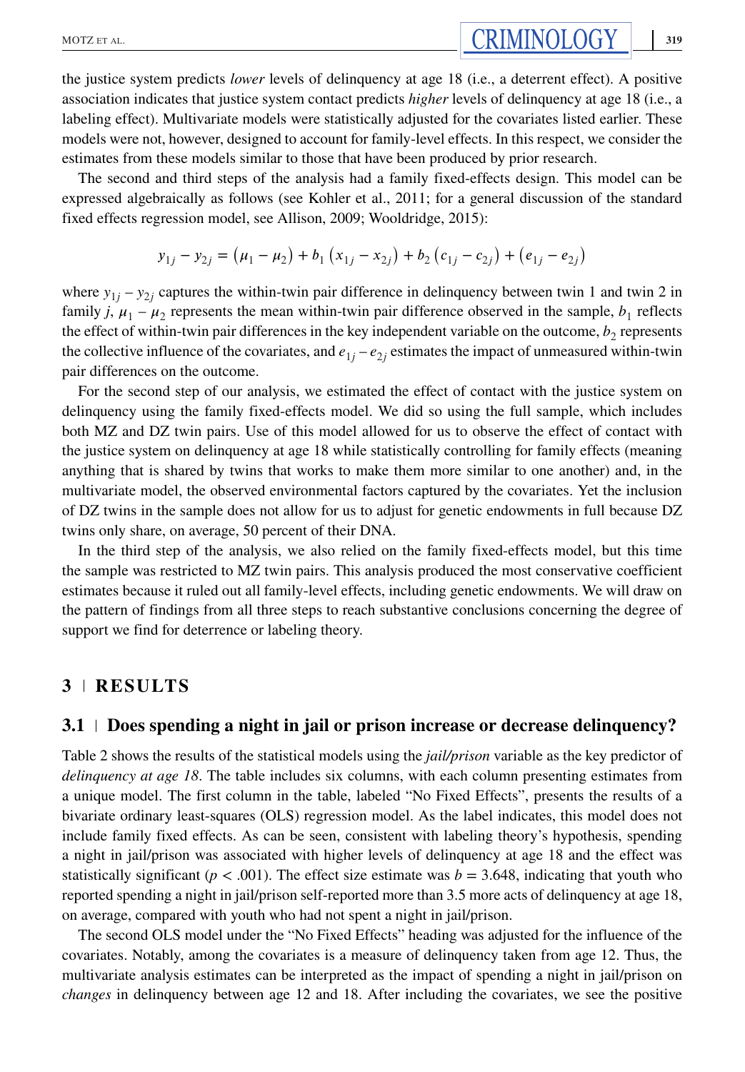the justice system predicts *lower* levels of delinquency at age 18 (i.e., a deterrent effect). A positive association indicates that justice system contact predicts *higher* levels of delinquency at age 18 (i.e., a labeling effect). Multivariate models were statistically adjusted for the covariates listed earlier. These models were not, however, designed to account for family-level effects. In this respect, we consider the estimates from these models similar to those that have been produced by prior research.

The second and third steps of the analysis had a family fixed-effects design. This model can be expressed algebraically as follows (see Kohler et al., 2011; for a general discussion of the standard fixed effects regression model, see Allison, 2009; Wooldridge, 2015):

$$y_{1j} - y_{2j} = (\mu_1 - \mu_2) + b_1 (x_{1j} - x_{2j}) + b_2 (c_{1j} - c_{2j}) + (e_{1j} - e_{2j})$$

where $y_{1j} - y_{2j}$ captures the within-twin pair difference in delinquency between twin 1 and twin 2 in family $j$, $\mu_1 - \mu_2$ represents the mean within-twin pair difference observed in the sample, $b_1$ reflects the effect of within-twin pair differences in the key independent variable on the outcome, $b_2$ represents the collective influence of the covariates, and $e_{1j} - e_{2j}$ estimates the impact of unmeasured within-twin pair differences on the outcome.

For the second step of our analysis, we estimated the effect of contact with the justice system on delinquency using the family fixed-effects model. We did so using the full sample, which includes both MZ and DZ twin pairs. Use of this model allowed for us to observe the effect of contact with the justice system on delinquency at age 18 while statistically controlling for family effects (meaning anything that is shared by twins that works to make them more similar to one another) and, in the multivariate model, the observed environmental factors captured by the covariates. Yet the inclusion of DZ twins in the sample does not allow for us to adjust for genetic endowments in full because DZ twins only share, on average, 50 percent of their DNA.

In the third step of the analysis, we also relied on the family fixed-effects model, but this time the sample was restricted to MZ twin pairs. This analysis produced the most conservative coefficient estimates because it ruled out all family-level effects, including genetic endowments. We will draw on the pattern of findings from all three steps to reach substantive conclusions concerning the degree of support we find for deterrence or labeling theory.

## 3 | RESULTS

### 3.1 | Does spending a night in jail or prison increase or decrease delinquency?

Table 2 shows the results of the statistical models using the *jail/prison* variable as the key predictor of *delinquency at age 18*. The table includes six columns, with each column presenting estimates from a unique model. The first column in the table, labeled "No Fixed Effects", presents the results of a bivariate ordinary least-squares (OLS) regression model. As the label indicates, this model does not include family fixed effects. As can be seen, consistent with labeling theory's hypothesis, spending a night in jail/prison was associated with higher levels of delinquency at age 18 and the effect was statistically significant ($p < .001$). The effect size estimate was $b = 3.648$, indicating that youth who reported spending a night in jail/prison self-reported more than 3.5 more acts of delinquency at age 18, on average, compared with youth who had not spent a night in jail/prison.

The second OLS model under the "No Fixed Effects" heading was adjusted for the influence of the covariates. Notably, among the covariates is a measure of delinquency taken from age 12. Thus, the multivariate analysis estimates can be interpreted as the impact of spending a night in jail/prison on *changes* in delinquency between age 12 and 18. After including the covariates, we see the positive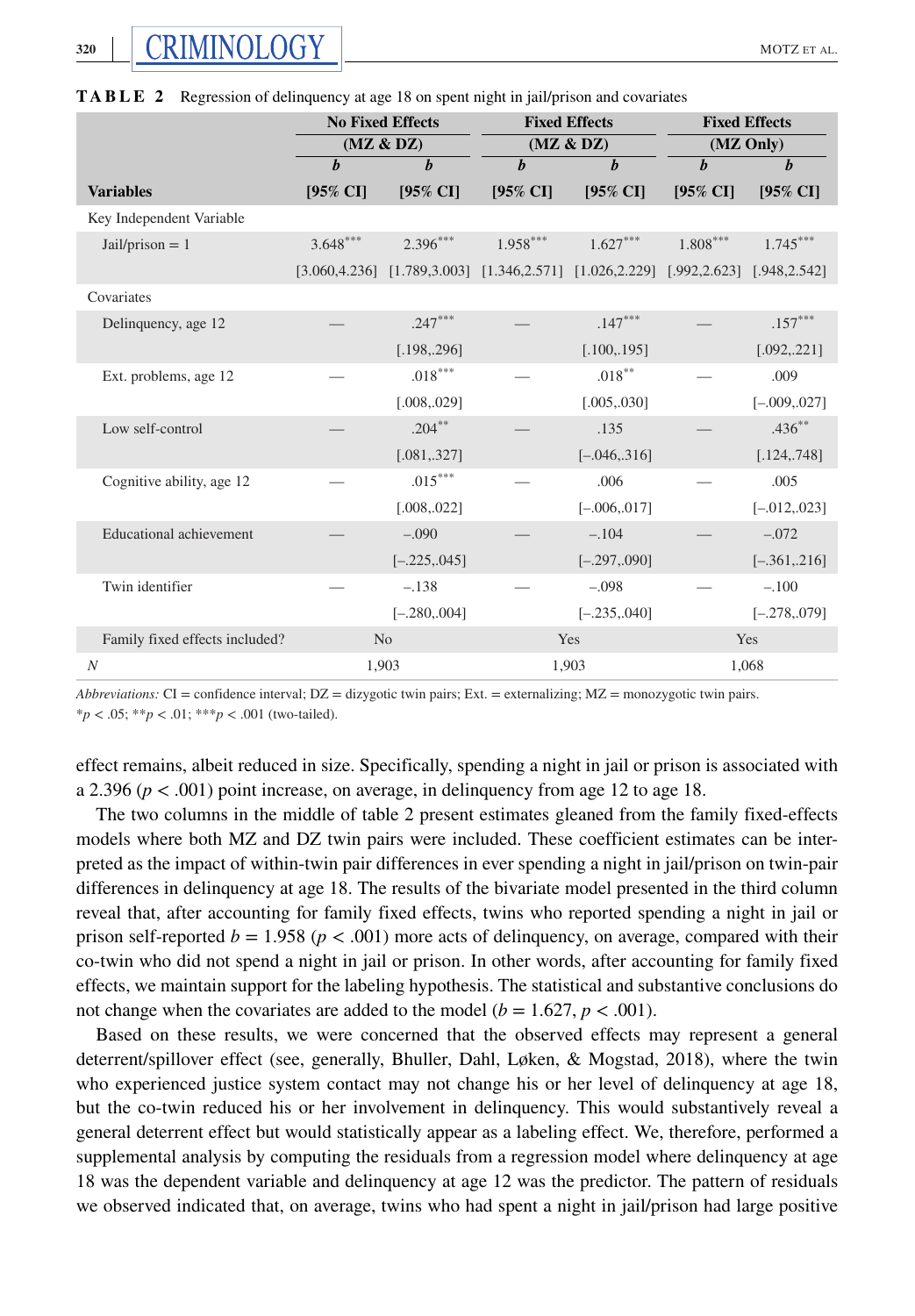**TABLE 2** Regression of delinquency at age 18 on spent night in jail/prison and covariates

| | No Fixed Effects (MZ & DZ) | | Fixed Effects (MZ & DZ) | | Fixed Effects (MZ Only) | |
|---|---|---|---|---|---|---|
| | *b* | *b* | *b* | *b* | *b* | *b* |
| **Variables** | **[95% CI]** | **[95% CI]** | **[95% CI]** | **[95% CI]** | **[95% CI]** | **[95% CI]** |
| Key Independent Variable | | | | | | |
| Jail/prison = 1 | 3.648*** | 2.396*** | 1.958*** | 1.627*** | 1.808*** | 1.745*** |
| | [3.060,4.236] | [1.789,3.003] | [1.346,2.571] | [1.026,2.229] | [.992,2.623] | [.948,2.542] |
| Covariates | | | | | | |
| Delinquency, age 12 | — | .247*** | — | .147*** | — | .157*** |
| | | [.198,.296] | | [.100,.195] | | [.092,.221] |
| Ext. problems, age 12 | — | .018*** | — | .018** | — | .009 |
| | | [.008,.029] | | [.005,.030] | | [–.009,.027] |
| Low self-control | — | .204** | — | .135 | — | .436** |
| | | [.081,.327] | | [–.046,.316] | | [.124,.748] |
| Cognitive ability, age 12 | — | .015*** | — | .006 | — | .005 |
| | | [.008,.022] | | [–.006,.017] | | [–.012,.023] |
| Educational achievement | — | –.090 | — | –.104 | — | –.072 |
| | | [–.225,.045] | | [–.297,.090] | | [–.361,.216] |
| Twin identifier | — | –.138 | — | –.098 | — | –.100 |
| | | [–.280,.004] | | [–.235,.040] | | [–.278,.079] |
| Family fixed effects included? | No | | Yes | | Yes | |
| *N* | 1,903 | | 1,903 | | 1,068 | |

*Abbreviations:* CI = confidence interval; DZ = dizygotic twin pairs; Ext. = externalizing; MZ = monozygotic twin pairs.
*$p < .05$; **$p < .01$; ***$p < .001$ (two-tailed).

effect remains, albeit reduced in size. Specifically, spending a night in jail or prison is associated with a 2.396 ($p < .001$) point increase, on average, in delinquency from age 12 to age 18.

The two columns in the middle of table 2 present estimates gleaned from the family fixed-effects models where both MZ and DZ twin pairs were included. These coefficient estimates can be interpreted as the impact of within-twin pair differences in ever spending a night in jail/prison on twin-pair differences in delinquency at age 18. The results of the bivariate model presented in the third column reveal that, after accounting for family fixed effects, twins who reported spending a night in jail or prison self-reported $b = 1.958$ ($p < .001$) more acts of delinquency, on average, compared with their co-twin who did not spend a night in jail or prison. In other words, after accounting for family fixed effects, we maintain support for the labeling hypothesis. The statistical and substantive conclusions do not change when the covariates are added to the model ($b = 1.627$, $p < .001$).

Based on these results, we were concerned that the observed effects may represent a general deterrent/spillover effect (see, generally, Bhuller, Dahl, Løken, & Mogstad, 2018), where the twin who experienced justice system contact may not change his or her level of delinquency at age 18, but the co-twin reduced his or her involvement in delinquency. This would substantively reveal a general deterrent effect but would statistically appear as a labeling effect. We, therefore, performed a supplemental analysis by computing the residuals from a regression model where delinquency at age 18 was the dependent variable and delinquency at age 12 was the predictor. The pattern of residuals we observed indicated that, on average, twins who had spent a night in jail/prison had large positive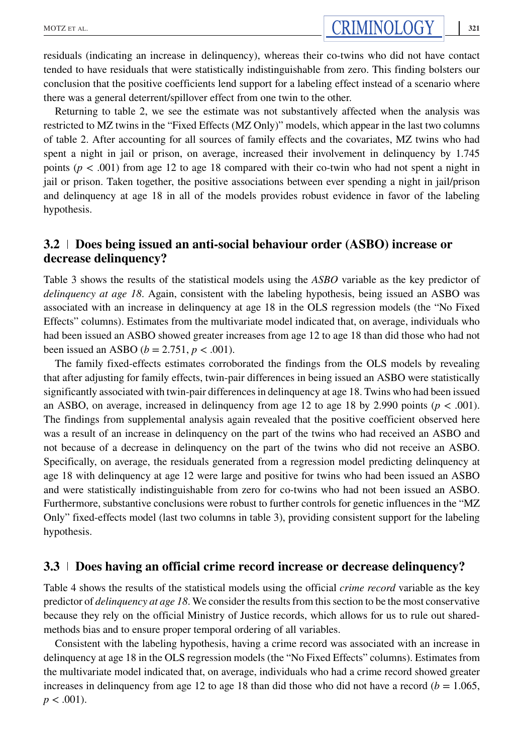residuals (indicating an increase in delinquency), whereas their co-twins who did not have contact tended to have residuals that were statistically indistinguishable from zero. This finding bolsters our conclusion that the positive coefficients lend support for a labeling effect instead of a scenario where there was a general deterrent/spillover effect from one twin to the other.

Returning to table 2, we see the estimate was not substantively affected when the analysis was restricted to MZ twins in the "Fixed Effects (MZ Only)" models, which appear in the last two columns of table 2. After accounting for all sources of family effects and the covariates, MZ twins who had spent a night in jail or prison, on average, increased their involvement in delinquency by 1.745 points ($p < .001$) from age 12 to age 18 compared with their co-twin who had not spent a night in jail or prison. Taken together, the positive associations between ever spending a night in jail/prison and delinquency at age 18 in all of the models provides robust evidence in favor of the labeling hypothesis.

## 3.2 | Does being issued an anti-social behaviour order (ASBO) increase or decrease delinquency?

Table 3 shows the results of the statistical models using the *ASBO* variable as the key predictor of *delinquency at age 18*. Again, consistent with the labeling hypothesis, being issued an ASBO was associated with an increase in delinquency at age 18 in the OLS regression models (the "No Fixed Effects" columns). Estimates from the multivariate model indicated that, on average, individuals who had been issued an ASBO showed greater increases from age 12 to age 18 than did those who had not been issued an ASBO ($b = 2.751$, $p < .001$).

The family fixed-effects estimates corroborated the findings from the OLS models by revealing that after adjusting for family effects, twin-pair differences in being issued an ASBO were statistically significantly associated with twin-pair differences in delinquency at age 18. Twins who had been issued an ASBO, on average, increased in delinquency from age 12 to age 18 by 2.990 points ($p < .001$). The findings from supplemental analysis again revealed that the positive coefficient observed here was a result of an increase in delinquency on the part of the twins who had received an ASBO and not because of a decrease in delinquency on the part of the twins who did not receive an ASBO. Specifically, on average, the residuals generated from a regression model predicting delinquency at age 18 with delinquency at age 12 were large and positive for twins who had been issued an ASBO and were statistically indistinguishable from zero for co-twins who had not been issued an ASBO. Furthermore, substantive conclusions were robust to further controls for genetic influences in the "MZ Only" fixed-effects model (last two columns in table 3), providing consistent support for the labeling hypothesis.

## 3.3 | Does having an official crime record increase or decrease delinquency?

Table 4 shows the results of the statistical models using the official *crime record* variable as the key predictor of *delinquency at age 18*. We consider the results from this section to be the most conservative because they rely on the official Ministry of Justice records, which allows for us to rule out shared-methods bias and to ensure proper temporal ordering of all variables.

Consistent with the labeling hypothesis, having a crime record was associated with an increase in delinquency at age 18 in the OLS regression models (the "No Fixed Effects" columns). Estimates from the multivariate model indicated that, on average, individuals who had a crime record showed greater increases in delinquency from age 12 to age 18 than did those who did not have a record ($b = 1.065$, $p < .001$).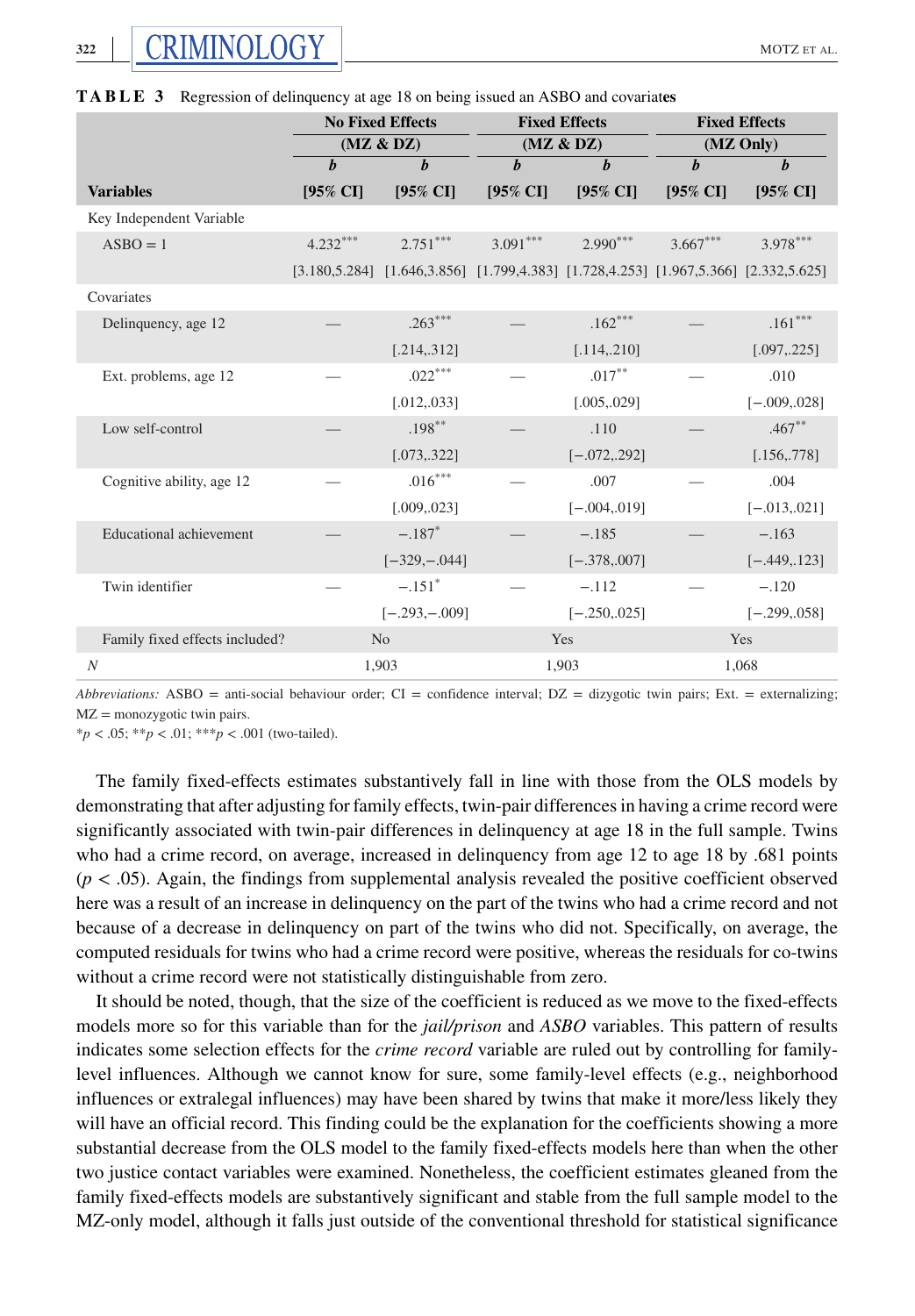**TABLE 3** Regression of delinquency at age 18 on being issued an ASBO and covariates

| | No Fixed Effects (MZ & DZ) | | Fixed Effects (MZ & DZ) | | Fixed Effects (MZ Only) | |
|---|---|---|---|---|---|---|
| | *b* | *b* | *b* | *b* | *b* | *b* |
| **Variables** | **[95% CI]** | **[95% CI]** | **[95% CI]** | **[95% CI]** | **[95% CI]** | **[95% CI]** |
| Key Independent Variable | | | | | | |
| ASBO = 1 | 4.232*** | 2.751*** | 3.091*** | 2.990*** | 3.667*** | 3.978*** |
| | [3.180,5.284] | [1.646,3.856] | [1.799,4.383] | [1.728,4.253] | [1.967,5.366] | [2.332,5.625] |
| Covariates | | | | | | |
| Delinquency, age 12 | — | .263*** | — | .162*** | — | .161*** |
| | | [.214,.312] | | [.114,.210] | | [.097,.225] |
| Ext. problems, age 12 | — | .022*** | — | .017** | — | .010 |
| | | [.012,.033] | | [.005,.029] | | [−.009,.028] |
| Low self-control | — | .198** | — | .110 | — | .467** |
| | | [.073,.322] | | [−.072,.292] | | [.156,.778] |
| Cognitive ability, age 12 | — | .016*** | — | .007 | — | .004 |
| | | [.009,.023] | | [−.004,.019] | | [−.013,.021] |
| Educational achievement | — | −.187* | — | −.185 | — | −.163 |
| | | [−329,−.044] | | [−.378,.007] | | [−.449,.123] |
| Twin identifier | — | −.151* | — | −.112 | — | −.120 |
| | | [−.293,−.009] | | [−.250,.025] | | [−.299,.058] |
| Family fixed effects included? | No | | Yes | | Yes | |
| *N* | 1,903 | | 1,903 | | 1,068 | |

*Abbreviations:* ASBO = anti-social behaviour order; CI = confidence interval; DZ = dizygotic twin pairs; Ext. = externalizing; MZ = monozygotic twin pairs.
\**p* < .05; \*\**p* < .01; \*\*\**p* < .001 (two-tailed).

The family fixed-effects estimates substantively fall in line with those from the OLS models by demonstrating that after adjusting for family effects, twin-pair differences in having a crime record were significantly associated with twin-pair differences in delinquency at age 18 in the full sample. Twins who had a crime record, on average, increased in delinquency from age 12 to age 18 by .681 points ($p < .05$). Again, the findings from supplemental analysis revealed the positive coefficient observed here was a result of an increase in delinquency on the part of the twins who had a crime record and not because of a decrease in delinquency on part of the twins who did not. Specifically, on average, the computed residuals for twins who had a crime record were positive, whereas the residuals for co-twins without a crime record were not statistically distinguishable from zero.

It should be noted, though, that the size of the coefficient is reduced as we move to the fixed-effects models more so for this variable than for the *jail/prison* and *ASBO* variables. This pattern of results indicates some selection effects for the *crime record* variable are ruled out by controlling for family-level influences. Although we cannot know for sure, some family-level effects (e.g., neighborhood influences or extralegal influences) may have been shared by twins that make it more/less likely they will have an official record. This finding could be the explanation for the coefficients showing a more substantial decrease from the OLS model to the family fixed-effects models here than when the other two justice contact variables were examined. Nonetheless, the coefficient estimates gleaned from the family fixed-effects models are substantively significant and stable from the full sample model to the MZ-only model, although it falls just outside of the conventional threshold for statistical significance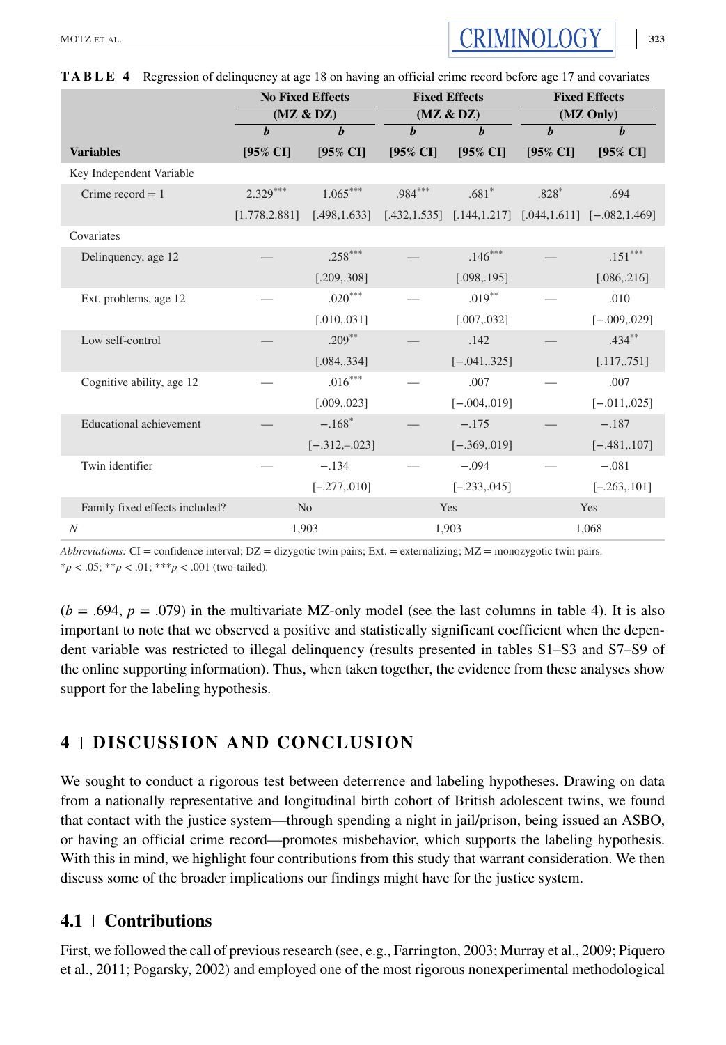**TABLE 4** Regression of delinquency at age 18 on having an official crime record before age 17 and covariates

| | No Fixed Effects (MZ & DZ) | | Fixed Effects (MZ & DZ) | | Fixed Effects (MZ Only) | |
|---|---|---|---|---|---|---|
| **Variables** | ***b*** **[95% CI]** | ***b*** **[95% CI]** | ***b*** **[95% CI]** | ***b*** **[95% CI]** | ***b*** **[95% CI]** | ***b*** **[95% CI]** |
| Key Independent Variable | | | | | | |
| Crime record = 1 | 2.329*** | 1.065*** | .984*** | .681* | .828* | .694 |
| | [1.778,2.881] | [.498,1.633] | [.432,1.535] | [.144,1.217] | [.044,1.611] | [−.082,1.469] |
| Covariates | | | | | | |
| Delinquency, age 12 | — | .258*** | — | .146*** | — | .151*** |
| | | [.209,.308] | | [.098,.195] | | [.086,.216] |
| Ext. problems, age 12 | — | .020*** | — | .019** | — | .010 |
| | | [.010,.031] | | [.007,.032] | | [−.009,.029] |
| Low self-control | — | .209** | — | .142 | — | .434** |
| | | [.084,.334] | | [−.041,.325] | | [.117,.751] |
| Cognitive ability, age 12 | — | .016*** | — | .007 | — | .007 |
| | | [.009,.023] | | [−.004,.019] | | [−.011,.025] |
| Educational achievement | — | −.168* | — | −.175 | — | −.187 |
| | | [−.312,−.023] | | [−.369,.019] | | [−.481,.107] |
| Twin identifier | — | −.134 | — | −.094 | — | −.081 |
| | | [−.277,.010] | | [−.233,.045] | | [−.263,.101] |
| Family fixed effects included? | No | | Yes | | Yes | |
| *N* | 1,903 | | 1,903 | | 1,068 | |

*Abbreviations:* CI = confidence interval; DZ = dizygotic twin pairs; Ext. = externalizing; MZ = monozygotic twin pairs.
*$p < .05$; **$p < .01$; ***$p < .001$ (two-tailed).

($b = .694$, $p = .079$) in the multivariate MZ-only model (see the last columns in table 4). It is also important to note that we observed a positive and statistically significant coefficient when the dependent variable was restricted to illegal delinquency (results presented in tables S1–S3 and S7–S9 of the online supporting information). Thus, when taken together, the evidence from these analyses show support for the labeling hypothesis.

## 4 | DISCUSSION AND CONCLUSION

We sought to conduct a rigorous test between deterrence and labeling hypotheses. Drawing on data from a nationally representative and longitudinal birth cohort of British adolescent twins, we found that contact with the justice system—through spending a night in jail/prison, being issued an ASBO, or having an official crime record—promotes misbehavior, which supports the labeling hypothesis. With this in mind, we highlight four contributions from this study that warrant consideration. We then discuss some of the broader implications our findings might have for the justice system.

### 4.1 | Contributions

First, we followed the call of previous research (see, e.g., Farrington, 2003; Murray et al., 2009; Piquero et al., 2011; Pogarsky, 2002) and employed one of the most rigorous nonexperimental methodological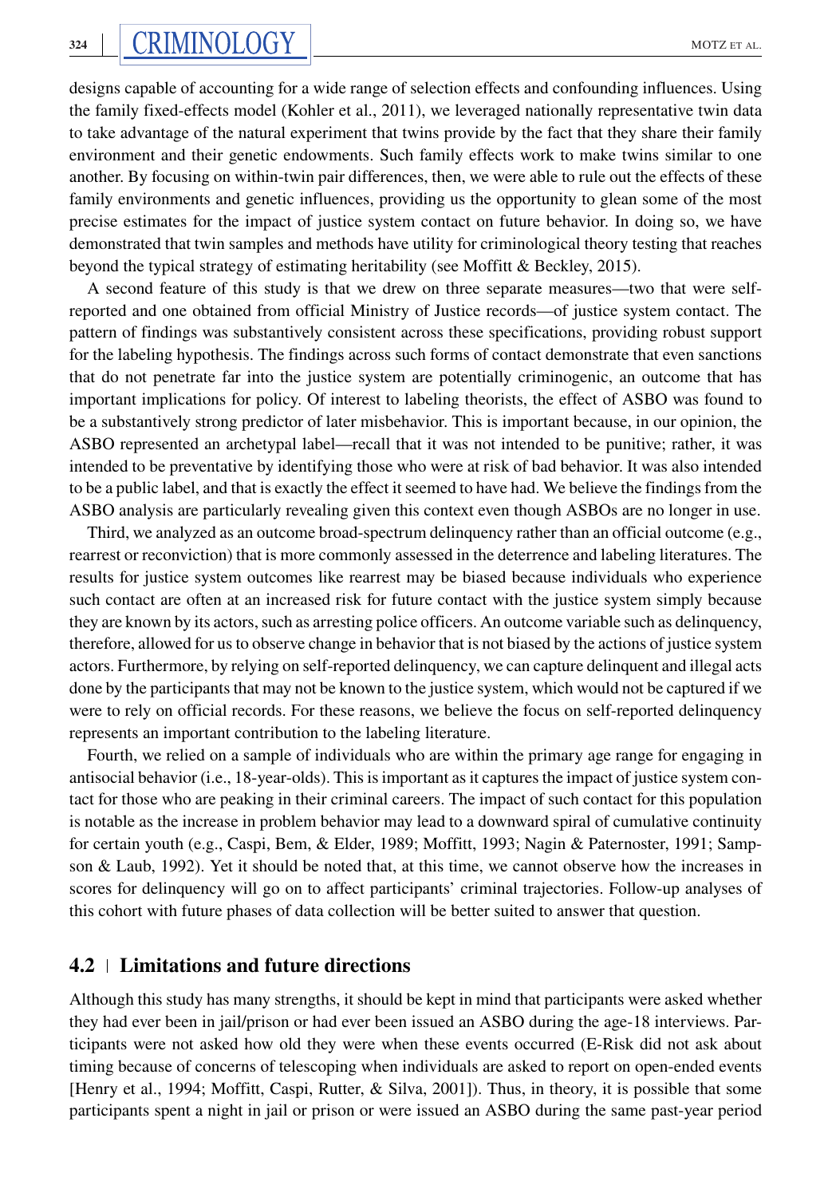designs capable of accounting for a wide range of selection effects and confounding influences. Using the family fixed-effects model (Kohler et al., 2011), we leveraged nationally representative twin data to take advantage of the natural experiment that twins provide by the fact that they share their family environment and their genetic endowments. Such family effects work to make twins similar to one another. By focusing on within-twin pair differences, then, we were able to rule out the effects of these family environments and genetic influences, providing us the opportunity to glean some of the most precise estimates for the impact of justice system contact on future behavior. In doing so, we have demonstrated that twin samples and methods have utility for criminological theory testing that reaches beyond the typical strategy of estimating heritability (see Moffitt & Beckley, 2015).

A second feature of this study is that we drew on three separate measures—two that were self-reported and one obtained from official Ministry of Justice records—of justice system contact. The pattern of findings was substantively consistent across these specifications, providing robust support for the labeling hypothesis. The findings across such forms of contact demonstrate that even sanctions that do not penetrate far into the justice system are potentially criminogenic, an outcome that has important implications for policy. Of interest to labeling theorists, the effect of ASBO was found to be a substantively strong predictor of later misbehavior. This is important because, in our opinion, the ASBO represented an archetypal label—recall that it was not intended to be punitive; rather, it was intended to be preventative by identifying those who were at risk of bad behavior. It was also intended to be a public label, and that is exactly the effect it seemed to have had. We believe the findings from the ASBO analysis are particularly revealing given this context even though ASBOs are no longer in use.

Third, we analyzed as an outcome broad-spectrum delinquency rather than an official outcome (e.g., rearrest or reconviction) that is more commonly assessed in the deterrence and labeling literatures. The results for justice system outcomes like rearrest may be biased because individuals who experience such contact are often at an increased risk for future contact with the justice system simply because they are known by its actors, such as arresting police officers. An outcome variable such as delinquency, therefore, allowed for us to observe change in behavior that is not biased by the actions of justice system actors. Furthermore, by relying on self-reported delinquency, we can capture delinquent and illegal acts done by the participants that may not be known to the justice system, which would not be captured if we were to rely on official records. For these reasons, we believe the focus on self-reported delinquency represents an important contribution to the labeling literature.

Fourth, we relied on a sample of individuals who are within the primary age range for engaging in antisocial behavior (i.e., 18-year-olds). This is important as it captures the impact of justice system contact for those who are peaking in their criminal careers. The impact of such contact for this population is notable as the increase in problem behavior may lead to a downward spiral of cumulative continuity for certain youth (e.g., Caspi, Bem, & Elder, 1989; Moffitt, 1993; Nagin & Paternoster, 1991; Sampson & Laub, 1992). Yet it should be noted that, at this time, we cannot observe how the increases in scores for delinquency will go on to affect participants' criminal trajectories. Follow-up analyses of this cohort with future phases of data collection will be better suited to answer that question.

## 4.2 | Limitations and future directions

Although this study has many strengths, it should be kept in mind that participants were asked whether they had ever been in jail/prison or had ever been issued an ASBO during the age-18 interviews. Participants were not asked how old they were when these events occurred (E-Risk did not ask about timing because of concerns of telescoping when individuals are asked to report on open-ended events [Henry et al., 1994; Moffitt, Caspi, Rutter, & Silva, 2001]). Thus, in theory, it is possible that some participants spent a night in jail or prison or were issued an ASBO during the same past-year period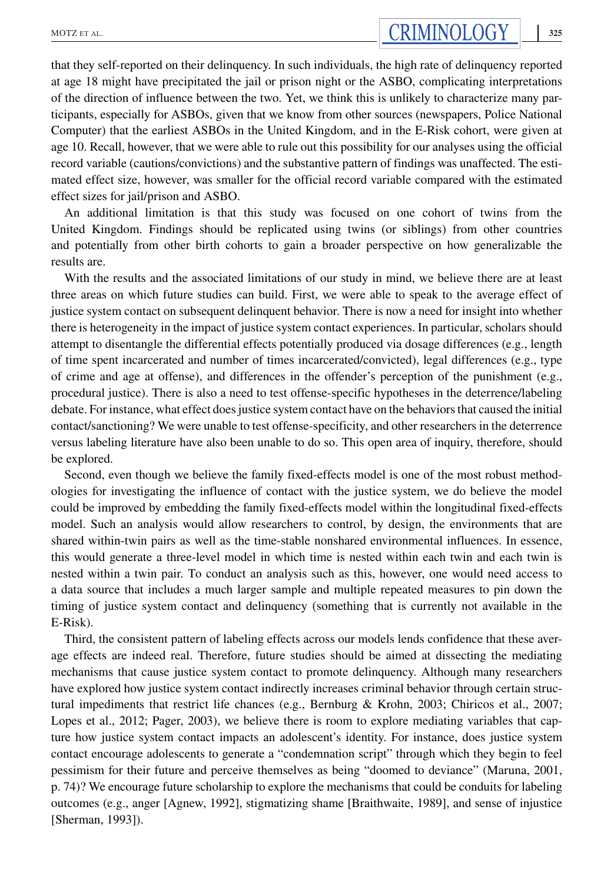that they self-reported on their delinquency. In such individuals, the high rate of delinquency reported at age 18 might have precipitated the jail or prison night or the ASBO, complicating interpretations of the direction of influence between the two. Yet, we think this is unlikely to characterize many participants, especially for ASBOs, given that we know from other sources (newspapers, Police National Computer) that the earliest ASBOs in the United Kingdom, and in the E-Risk cohort, were given at age 10. Recall, however, that we were able to rule out this possibility for our analyses using the official record variable (cautions/convictions) and the substantive pattern of findings was unaffected. The estimated effect size, however, was smaller for the official record variable compared with the estimated effect sizes for jail/prison and ASBO.

An additional limitation is that this study was focused on one cohort of twins from the United Kingdom. Findings should be replicated using twins (or siblings) from other countries and potentially from other birth cohorts to gain a broader perspective on how generalizable the results are.

With the results and the associated limitations of our study in mind, we believe there are at least three areas on which future studies can build. First, we were able to speak to the average effect of justice system contact on subsequent delinquent behavior. There is now a need for insight into whether there is heterogeneity in the impact of justice system contact experiences. In particular, scholars should attempt to disentangle the differential effects potentially produced via dosage differences (e.g., length of time spent incarcerated and number of times incarcerated/convicted), legal differences (e.g., type of crime and age at offense), and differences in the offender's perception of the punishment (e.g., procedural justice). There is also a need to test offense-specific hypotheses in the deterrence/labeling debate. For instance, what effect does justice system contact have on the behaviors that caused the initial contact/sanctioning? We were unable to test offense-specificity, and other researchers in the deterrence versus labeling literature have also been unable to do so. This open area of inquiry, therefore, should be explored.

Second, even though we believe the family fixed-effects model is one of the most robust methodologies for investigating the influence of contact with the justice system, we do believe the model could be improved by embedding the family fixed-effects model within the longitudinal fixed-effects model. Such an analysis would allow researchers to control, by design, the environments that are shared within-twin pairs as well as the time-stable nonshared environmental influences. In essence, this would generate a three-level model in which time is nested within each twin and each twin is nested within a twin pair. To conduct an analysis such as this, however, one would need access to a data source that includes a much larger sample and multiple repeated measures to pin down the timing of justice system contact and delinquency (something that is currently not available in the E-Risk).

Third, the consistent pattern of labeling effects across our models lends confidence that these average effects are indeed real. Therefore, future studies should be aimed at dissecting the mediating mechanisms that cause justice system contact to promote delinquency. Although many researchers have explored how justice system contact indirectly increases criminal behavior through certain structural impediments that restrict life chances (e.g., Bernburg & Krohn, 2003; Chiricos et al., 2007; Lopes et al., 2012; Pager, 2003), we believe there is room to explore mediating variables that capture how justice system contact impacts an adolescent's identity. For instance, does justice system contact encourage adolescents to generate a "condemnation script" through which they begin to feel pessimism for their future and perceive themselves as being "doomed to deviance" (Maruna, 2001, p. 74)? We encourage future scholarship to explore the mechanisms that could be conduits for labeling outcomes (e.g., anger [Agnew, 1992], stigmatizing shame [Braithwaite, 1989], and sense of injustice [Sherman, 1993]).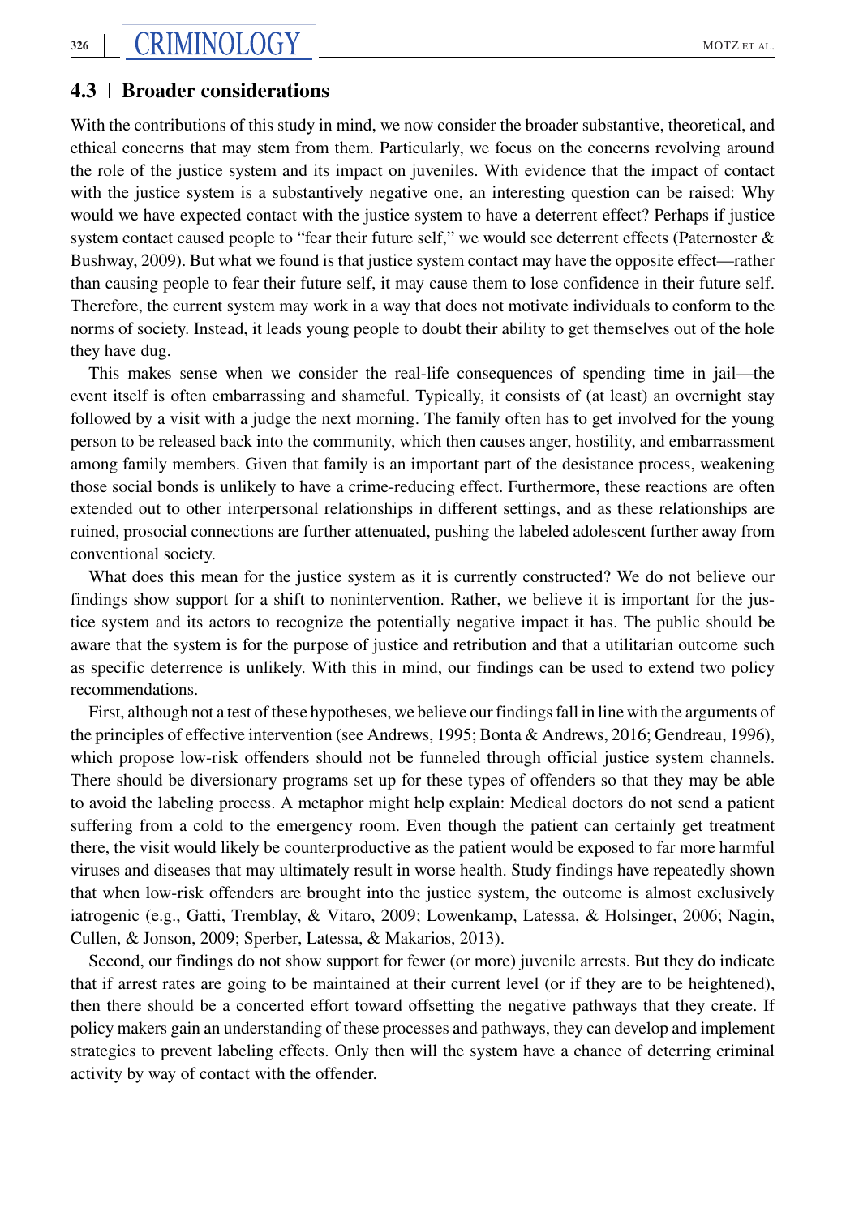## 4.3 | Broader considerations

With the contributions of this study in mind, we now consider the broader substantive, theoretical, and ethical concerns that may stem from them. Particularly, we focus on the concerns revolving around the role of the justice system and its impact on juveniles. With evidence that the impact of contact with the justice system is a substantively negative one, an interesting question can be raised: Why would we have expected contact with the justice system to have a deterrent effect? Perhaps if justice system contact caused people to "fear their future self," we would see deterrent effects (Paternoster & Bushway, 2009). But what we found is that justice system contact may have the opposite effect—rather than causing people to fear their future self, it may cause them to lose confidence in their future self. Therefore, the current system may work in a way that does not motivate individuals to conform to the norms of society. Instead, it leads young people to doubt their ability to get themselves out of the hole they have dug.

This makes sense when we consider the real-life consequences of spending time in jail—the event itself is often embarrassing and shameful. Typically, it consists of (at least) an overnight stay followed by a visit with a judge the next morning. The family often has to get involved for the young person to be released back into the community, which then causes anger, hostility, and embarrassment among family members. Given that family is an important part of the desistance process, weakening those social bonds is unlikely to have a crime-reducing effect. Furthermore, these reactions are often extended out to other interpersonal relationships in different settings, and as these relationships are ruined, prosocial connections are further attenuated, pushing the labeled adolescent further away from conventional society.

What does this mean for the justice system as it is currently constructed? We do not believe our findings show support for a shift to nonintervention. Rather, we believe it is important for the justice system and its actors to recognize the potentially negative impact it has. The public should be aware that the system is for the purpose of justice and retribution and that a utilitarian outcome such as specific deterrence is unlikely. With this in mind, our findings can be used to extend two policy recommendations.

First, although not a test of these hypotheses, we believe our findings fall in line with the arguments of the principles of effective intervention (see Andrews, 1995; Bonta & Andrews, 2016; Gendreau, 1996), which propose low-risk offenders should not be funneled through official justice system channels. There should be diversionary programs set up for these types of offenders so that they may be able to avoid the labeling process. A metaphor might help explain: Medical doctors do not send a patient suffering from a cold to the emergency room. Even though the patient can certainly get treatment there, the visit would likely be counterproductive as the patient would be exposed to far more harmful viruses and diseases that may ultimately result in worse health. Study findings have repeatedly shown that when low-risk offenders are brought into the justice system, the outcome is almost exclusively iatrogenic (e.g., Gatti, Tremblay, & Vitaro, 2009; Lowenkamp, Latessa, & Holsinger, 2006; Nagin, Cullen, & Jonson, 2009; Sperber, Latessa, & Makarios, 2013).

Second, our findings do not show support for fewer (or more) juvenile arrests. But they do indicate that if arrest rates are going to be maintained at their current level (or if they are to be heightened), then there should be a concerted effort toward offsetting the negative pathways that they create. If policy makers gain an understanding of these processes and pathways, they can develop and implement strategies to prevent labeling effects. Only then will the system have a chance of deterring criminal activity by way of contact with the offender.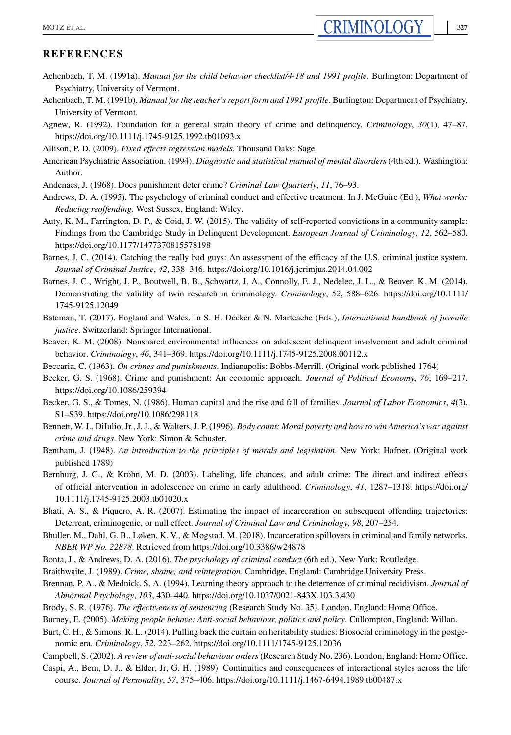## REFERENCES

Achenbach, T. M. (1991a). *Manual for the child behavior checklist/4-18 and 1991 profile*. Burlington: Department of Psychiatry, University of Vermont.

Achenbach, T. M. (1991b). *Manual for the teacher's report form and 1991 profile*. Burlington: Department of Psychiatry, University of Vermont.

Agnew, R. (1992). Foundation for a general strain theory of crime and delinquency. *Criminology*, *30*(1), 47–87. https://doi.org/10.1111/j.1745-9125.1992.tb01093.x

Allison, P. D. (2009). *Fixed effects regression models*. Thousand Oaks: Sage.

American Psychiatric Association. (1994). *Diagnostic and statistical manual of mental disorders* (4th ed.). Washington: Author.

Andenaes, J. (1968). Does punishment deter crime? *Criminal Law Quarterly*, *11*, 76–93.

Andrews, D. A. (1995). The psychology of criminal conduct and effective treatment. In J. McGuire (Ed.), *What works: Reducing reoffending*. West Sussex, England: Wiley.

Auty, K. M., Farrington, D. P., & Coid, J. W. (2015). The validity of self-reported convictions in a community sample: Findings from the Cambridge Study in Delinquent Development. *European Journal of Criminology*, *12*, 562–580. https://doi.org/10.1177/1477370815578198

Barnes, J. C. (2014). Catching the really bad guys: An assessment of the efficacy of the U.S. criminal justice system. *Journal of Criminal Justice*, *42*, 338–346. https://doi.org/10.1016/j.jcrimjus.2014.04.002

Barnes, J. C., Wright, J. P., Boutwell, B. B., Schwartz, J. A., Connolly, E. J., Nedelec, J. L., & Beaver, K. M. (2014). Demonstrating the validity of twin research in criminology. *Criminology*, *52*, 588–626. https://doi.org/10.1111/1745-9125.12049

Bateman, T. (2017). England and Wales. In S. H. Decker & N. Marteache (Eds.), *International handbook of juvenile justice*. Switzerland: Springer International.

Beaver, K. M. (2008). Nonshared environmental influences on adolescent delinquent involvement and adult criminal behavior. *Criminology*, *46*, 341–369. https://doi.org/10.1111/j.1745-9125.2008.00112.x

Beccaria, C. (1963). *On crimes and punishments*. Indianapolis: Bobbs-Merrill. (Original work published 1764)

Becker, G. S. (1968). Crime and punishment: An economic approach. *Journal of Political Economy*, *76*, 169–217. https://doi.org/10.1086/259394

Becker, G. S., & Tomes, N. (1986). Human capital and the rise and fall of families. *Journal of Labor Economics*, *4*(3), S1–S39. https://doi.org/10.1086/298118

Bennett, W. J., DiIulio, Jr., J. J., & Walters, J. P. (1996). *Body count: Moral poverty and how to win America's war against crime and drugs*. New York: Simon & Schuster.

Bentham, J. (1948). *An introduction to the principles of morals and legislation*. New York: Hafner. (Original work published 1789)

Bernburg, J. G., & Krohn, M. D. (2003). Labeling, life chances, and adult crime: The direct and indirect effects of official intervention in adolescence on crime in early adulthood. *Criminology*, *41*, 1287–1318. https://doi.org/10.1111/j.1745-9125.2003.tb01020.x

Bhati, A. S., & Piquero, A. R. (2007). Estimating the impact of incarceration on subsequent offending trajectories: Deterrent, criminogenic, or null effect. *Journal of Criminal Law and Criminology*, *98*, 207–254.

Bhuller, M., Dahl, G. B., Løken, K. V., & Mogstad, M. (2018). Incarceration spillovers in criminal and family networks. *NBER WP No. 22878*. Retrieved from https://doi.org/10.3386/w24878

Bonta, J., & Andrews, D. A. (2016). *The psychology of criminal conduct* (6th ed.). New York: Routledge.

Braithwaite, J. (1989). *Crime, shame, and reintegration*. Cambridge, England: Cambridge University Press.

Brennan, P. A., & Mednick, S. A. (1994). Learning theory approach to the deterrence of criminal recidivism. *Journal of Abnormal Psychology*, *103*, 430–440. https://doi.org/10.1037/0021-843X.103.3.430

Brody, S. R. (1976). *The effectiveness of sentencing* (Research Study No. 35). London, England: Home Office.

Burney, E. (2005). *Making people behave: Anti-social behaviour, politics and policy*. Cullompton, England: Willan.

Burt, C. H., & Simons, R. L. (2014). Pulling back the curtain on heritability studies: Biosocial criminology in the postgenomic era. *Criminology*, *52*, 223–262. https://doi.org/10.1111/1745-9125.12036

Campbell, S. (2002). *A review of anti-social behaviour orders* (Research Study No. 236). London, England: Home Office.

Caspi, A., Bem, D. J., & Elder, Jr, G. H. (1989). Continuities and consequences of interactional styles across the life course. *Journal of Personality*, *57*, 375–406. https://doi.org/10.1111/j.1467-6494.1989.tb00487.x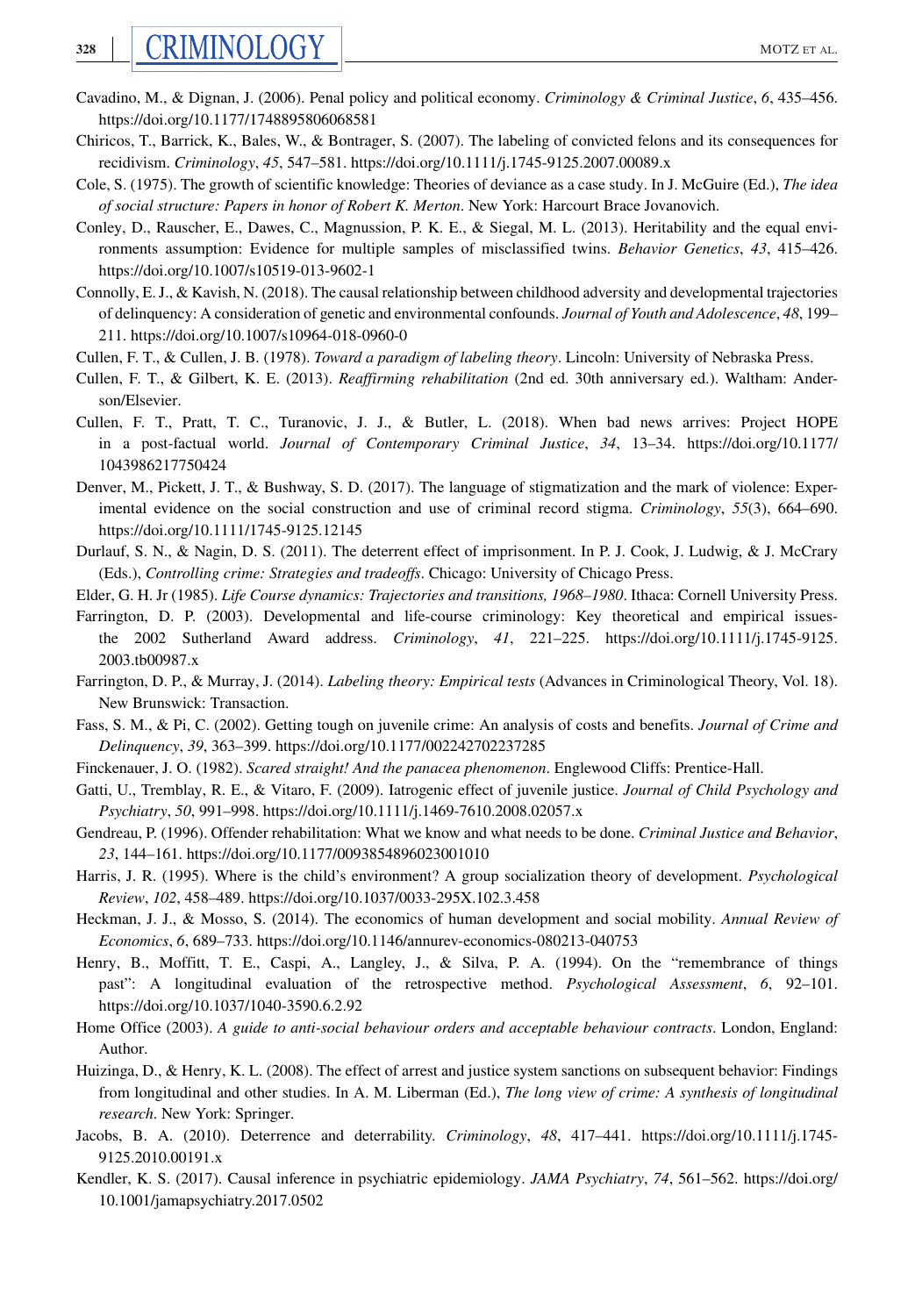Cavadino, M., & Dignan, J. (2006). Penal policy and political economy. *Criminology & Criminal Justice*, *6*, 435–456. https://doi.org/10.1177/1748895806068581

Chiricos, T., Barrick, K., Bales, W., & Bontrager, S. (2007). The labeling of convicted felons and its consequences for recidivism. *Criminology*, *45*, 547–581. https://doi.org/10.1111/j.1745-9125.2007.00089.x

Cole, S. (1975). The growth of scientific knowledge: Theories of deviance as a case study. In J. McGuire (Ed.), *The idea of social structure: Papers in honor of Robert K. Merton*. New York: Harcourt Brace Jovanovich.

Conley, D., Rauscher, E., Dawes, C., Magnusson, P. K. E., & Siegal, M. L. (2013). Heritability and the equal environments assumption: Evidence for multiple samples of misclassified twins. *Behavior Genetics*, *43*, 415–426. https://doi.org/10.1007/s10519-013-9602-1

Connolly, E. J., & Kavish, N. (2018). The causal relationship between childhood adversity and developmental trajectories of delinquency: A consideration of genetic and environmental confounds. *Journal of Youth and Adolescence*, *48*, 199–211. https://doi.org/10.1007/s10964-018-0960-0

Cullen, F. T., & Cullen, J. B. (1978). *Toward a paradigm of labeling theory*. Lincoln: University of Nebraska Press.

Cullen, F. T., & Gilbert, K. E. (2013). *Reaffirming rehabilitation* (2nd ed. 30th anniversary ed.). Waltham: Anderson/Elsevier.

Cullen, F. T., Pratt, T. C., Turanovic, J. J., & Butler, L. (2018). When bad news arrives: Project HOPE in a post-factual world. *Journal of Contemporary Criminal Justice*, *34*, 13–34. https://doi.org/10.1177/1043986217750424

Denver, M., Pickett, J. T., & Bushway, S. D. (2017). The language of stigmatization and the mark of violence: Experimental evidence on the social construction and use of criminal record stigma. *Criminology*, *55*(3), 664–690. https://doi.org/10.1111/1745-9125.12145

Durlauf, S. N., & Nagin, D. S. (2011). The deterrent effect of imprisonment. In P. J. Cook, J. Ludwig, & J. McCrary (Eds.), *Controlling crime: Strategies and tradeoffs*. Chicago: University of Chicago Press.

Elder, G. H. Jr (1985). *Life Course dynamics: Trajectories and transitions, 1968–1980*. Ithaca: Cornell University Press.

Farrington, D. P. (2003). Developmental and life-course criminology: Key theoretical and empirical issues-the 2002 Sutherland Award address. *Criminology*, *41*, 221–225. https://doi.org/10.1111/j.1745-9125.2003.tb00987.x

Farrington, D. P., & Murray, J. (2014). *Labeling theory: Empirical tests* (Advances in Criminological Theory, Vol. 18). New Brunswick: Transaction.

Fass, S. M., & Pi, C. (2002). Getting tough on juvenile crime: An analysis of costs and benefits. *Journal of Crime and Delinquency*, *39*, 363–399. https://doi.org/10.1177/002242702237285

Finckenauer, J. O. (1982). *Scared straight! And the panacea phenomenon*. Englewood Cliffs: Prentice-Hall.

Gatti, U., Tremblay, R. E., & Vitaro, F. (2009). Iatrogenic effect of juvenile justice. *Journal of Child Psychology and Psychiatry*, *50*, 991–998. https://doi.org/10.1111/j.1469-7610.2008.02057.x

Gendreau, P. (1996). Offender rehabilitation: What we know and what needs to be done. *Criminal Justice and Behavior*, *23*, 144–161. https://doi.org/10.1177/0093854896023001010

Harris, J. R. (1995). Where is the child's environment? A group socialization theory of development. *Psychological Review*, *102*, 458–489. https://doi.org/10.1037/0033-295X.102.3.458

Heckman, J. J., & Mosso, S. (2014). The economics of human development and social mobility. *Annual Review of Economics*, *6*, 689–733. https://doi.org/10.1146/annurev-economics-080213-040753

Henry, B., Moffitt, T. E., Caspi, A., Langley, J., & Silva, P. A. (1994). On the "remembrance of things past": A longitudinal evaluation of the retrospective method. *Psychological Assessment*, *6*, 92–101. https://doi.org/10.1037/1040-3590.6.2.92

Home Office (2003). *A guide to anti-social behaviour orders and acceptable behaviour contracts*. London, England: Author.

Huizinga, D., & Henry, K. L. (2008). The effect of arrest and justice system sanctions on subsequent behavior: Findings from longitudinal and other studies. In A. M. Liberman (Ed.), *The long view of crime: A synthesis of longitudinal research*. New York: Springer.

Jacobs, B. A. (2010). Deterrence and deterrability. *Criminology*, *48*, 417–441. https://doi.org/10.1111/j.1745-9125.2010.00191.x

Kendler, K. S. (2017). Causal inference in psychiatric epidemiology. *JAMA Psychiatry*, *74*, 561–562. https://doi.org/10.1001/jamapsychiatry.2017.0502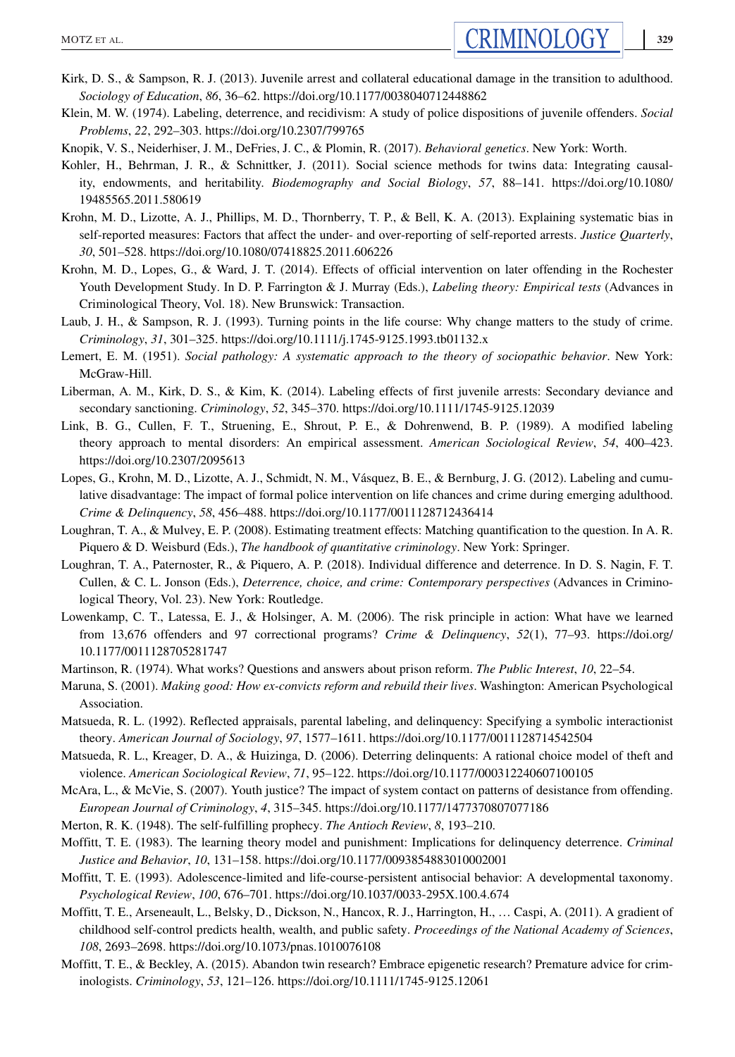Kirk, D. S., & Sampson, R. J. (2013). Juvenile arrest and collateral educational damage in the transition to adulthood. *Sociology of Education*, *86*, 36–62. https://doi.org/10.1177/0038040712448862

Klein, M. W. (1974). Labeling, deterrence, and recidivism: A study of police dispositions of juvenile offenders. *Social Problems*, *22*, 292–303. https://doi.org/10.2307/799765

Knopik, V. S., Neiderhiser, J. M., DeFries, J. C., & Plomin, R. (2017). *Behavioral genetics*. New York: Worth.

Kohler, H., Behrman, J. R., & Schnittker, J. (2011). Social science methods for twins data: Integrating causality, endowments, and heritability. *Biodemography and Social Biology*, *57*, 88–141. https://doi.org/10.1080/19485565.2011.580619

Krohn, M. D., Lizotte, A. J., Phillips, M. D., Thornberry, T. P., & Bell, K. A. (2013). Explaining systematic bias in self-reported measures: Factors that affect the under- and over-reporting of self-reported arrests. *Justice Quarterly*, *30*, 501–528. https://doi.org/10.1080/07418825.2011.606226

Krohn, M. D., Lopes, G., & Ward, J. T. (2014). Effects of official intervention on later offending in the Rochester Youth Development Study. In D. P. Farrington & J. Murray (Eds.), *Labeling theory: Empirical tests* (Advances in Criminological Theory, Vol. 18). New Brunswick: Transaction.

Laub, J. H., & Sampson, R. J. (1993). Turning points in the life course: Why change matters to the study of crime. *Criminology*, *31*, 301–325. https://doi.org/10.1111/j.1745-9125.1993.tb01132.x

Lemert, E. M. (1951). *Social pathology: A systematic approach to the theory of sociopathic behavior*. New York: McGraw-Hill.

Liberman, A. M., Kirk, D. S., & Kim, K. (2014). Labeling effects of first juvenile arrests: Secondary deviance and secondary sanctioning. *Criminology*, *52*, 345–370. https://doi.org/10.1111/1745-9125.12039

Link, B. G., Cullen, F. T., Struening, E., Shrout, P. E., & Dohrenwend, B. P. (1989). A modified labeling theory approach to mental disorders: An empirical assessment. *American Sociological Review*, *54*, 400–423. https://doi.org/10.2307/2095613

Lopes, G., Krohn, M. D., Lizotte, A. J., Schmidt, N. M., Vásquez, B. E., & Bernburg, J. G. (2012). Labeling and cumulative disadvantage: The impact of formal police intervention on life chances and crime during emerging adulthood. *Crime & Delinquency*, *58*, 456–488. https://doi.org/10.1177/0011128712436414

Loughran, T. A., & Mulvey, E. P. (2008). Estimating treatment effects: Matching quantification to the question. In A. R. Piquero & D. Weisburd (Eds.), *The handbook of quantitative criminology*. New York: Springer.

Loughran, T. A., Paternoster, R., & Piquero, A. P. (2018). Individual difference and deterrence. In D. S. Nagin, F. T. Cullen, & C. L. Jonson (Eds.), *Deterrence, choice, and crime: Contemporary perspectives* (Advances in Criminological Theory, Vol. 23). New York: Routledge.

Lowenkamp, C. T., Latessa, E. J., & Holsinger, A. M. (2006). The risk principle in action: What have we learned from 13,676 offenders and 97 correctional programs? *Crime & Delinquency*, *52*(1), 77–93. https://doi.org/10.1177/0011128705281747

Martinson, R. (1974). What works? Questions and answers about prison reform. *The Public Interest*, *10*, 22–54.

Maruna, S. (2001). *Making good: How ex-convicts reform and rebuild their lives*. Washington: American Psychological Association.

Matsueda, R. L. (1992). Reflected appraisals, parental labeling, and delinquency: Specifying a symbolic interactionist theory. *American Journal of Sociology*, *97*, 1577–1611. https://doi.org/10.1177/0011128714542504

Matsueda, R. L., Kreager, D. A., & Huizinga, D. (2006). Deterring delinquents: A rational choice model of theft and violence. *American Sociological Review*, *71*, 95–122. https://doi.org/10.1177/000312240607100105

McAra, L., & McVie, S. (2007). Youth justice? The impact of system contact on patterns of desistance from offending. *European Journal of Criminology*, *4*, 315–345. https://doi.org/10.1177/1477370807077186

Merton, R. K. (1948). The self-fulfilling prophecy. *The Antioch Review*, *8*, 193–210.

Moffitt, T. E. (1983). The learning theory model and punishment: Implications for delinquency deterrence. *Criminal Justice and Behavior*, *10*, 131–158. https://doi.org/10.1177/0093854883010002001

Moffitt, T. E. (1993). Adolescence-limited and life-course-persistent antisocial behavior: A developmental taxonomy. *Psychological Review*, *100*, 676–701. https://doi.org/10.1037/0033-295X.100.4.674

Moffitt, T. E., Arseneault, L., Belsky, D., Dickson, N., Hancox, R. J., Harrington, H., … Caspi, A. (2011). A gradient of childhood self-control predicts health, wealth, and public safety. *Proceedings of the National Academy of Sciences*, *108*, 2693–2698. https://doi.org/10.1073/pnas.1010076108

Moffitt, T. E., & Beckley, A. (2015). Abandon twin research? Embrace epigenetic research? Premature advice for criminologists. *Criminology*, *53*, 121–126. https://doi.org/10.1111/1745-9125.12061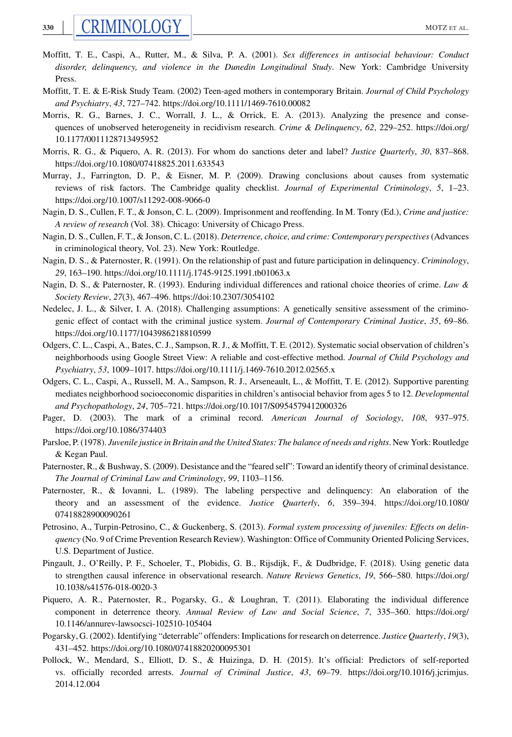Moffitt, T. E., Caspi, A., Rutter, M., & Silva, P. A. (2001). *Sex differences in antisocial behaviour: Conduct disorder, delinquency, and violence in the Dunedin Longitudinal Study*. New York: Cambridge University Press.

Moffitt, T. E. & E-Risk Study Team. (2002) Teen-aged mothers in contemporary Britain. *Journal of Child Psychology and Psychiatry*, *43*, 727–742. https://doi.org/10.1111/1469-7610.00082

Morris, R. G., Barnes, J. C., Worrall, J. L., & Orrick, E. A. (2013). Analyzing the presence and consequences of unobserved heterogeneity in recidivism research. *Crime & Delinquency*, *62*, 229–252. https://doi.org/10.1177/0011128713495952

Morris, R. G., & Piquero, A. R. (2013). For whom do sanctions deter and label? *Justice Quarterly*, *30*, 837–868. https://doi.org/10.1080/07418825.2011.633543

Murray, J., Farrington, D. P., & Eisner, M. P. (2009). Drawing conclusions about causes from systematic reviews of risk factors. The Cambridge quality checklist. *Journal of Experimental Criminology*, *5*, 1–23. https://doi.org/10.1007/s11292-008-9066-0

Nagin, D. S., Cullen, F. T., & Jonson, C. L. (2009). Imprisonment and reoffending. In M. Tonry (Ed.), *Crime and justice: A review of research* (Vol. 38). Chicago: University of Chicago Press.

Nagin, D. S., Cullen, F. T., & Jonson, C. L. (2018). *Deterrence, choice, and crime: Contemporary perspectives* (Advances in criminological theory, Vol. 23). New York: Routledge.

Nagin, D. S., & Paternoster, R. (1991). On the relationship of past and future participation in delinquency. *Criminology*, *29*, 163–190. https://doi.org/10.1111/j.1745-9125.1991.tb01063.x

Nagin, D. S., & Paternoster, R. (1993). Enduring individual differences and rational choice theories of crime. *Law & Society Review*, *27*(3), 467–496. https://doi:10.2307/3054102

Nedelec, J. L., & Silver, I. A. (2018). Challenging assumptions: A genetically sensitive assessment of the criminogenic effect of contact with the criminal justice system. *Journal of Contemporary Criminal Justice*, *35*, 69–86. https://doi.org/10.1177/1043986218810599

Odgers, C. L., Caspi, A., Bates, C. J., Sampson, R. J., & Moffitt, T. E. (2012). Systematic social observation of children's neighborhoods using Google Street View: A reliable and cost-effective method. *Journal of Child Psychology and Psychiatry*, *53*, 1009–1017. https://doi.org/10.1111/j.1469-7610.2012.02565.x

Odgers, C. L., Caspi, A., Russell, M. A., Sampson, R. J., Arseneault, L., & Moffitt, T. E. (2012). Supportive parenting mediates neighborhood socioeconomic disparities in children's antisocial behavior from ages 5 to 12. *Developmental and Psychopathology*, *24*, 705–721. https://doi.org/10.1017/S0954579412000326

Pager, D. (2003). The mark of a criminal record. *American Journal of Sociology*, *108*, 937–975. https://doi.org/10.1086/374403

Parsloe, P. (1978). *Juvenile justice in Britain and the United States: The balance of needs and rights*. New York: Routledge & Kegan Paul.

Paternoster, R., & Bushway, S. (2009). Desistance and the "feared self": Toward an identify theory of criminal desistance. *The Journal of Criminal Law and Criminology*, *99*, 1103–1156.

Paternoster, R., & Iovanni, L. (1989). The labeling perspective and delinquency: An elaboration of the theory and an assessment of the evidence. *Justice Quarterly*, *6*, 359–394. https://doi.org/10.1080/07418828900090261

Petrosino, A., Turpin-Petrosino, C., & Guckenberg, S. (2013). *Formal system processing of juveniles: Effects on delinquency* (No. 9 of Crime Prevention Research Review). Washington: Office of Community Oriented Policing Services, U.S. Department of Justice.

Pingault, J., O'Reilly, P. F., Schoeler, T., Plobidis, G. B., Rijsdijk, F., & Dudbridge, F. (2018). Using genetic data to strengthen causal inference in observational research. *Nature Reviews Genetics*, *19*, 566–580. https://doi.org/10.1038/s41576-018-0020-3

Piquero, A. R., Paternoster, R., Pogarsky, G., & Loughran, T. (2011). Elaborating the individual difference component in deterrence theory. *Annual Review of Law and Social Science*, *7*, 335–360. https://doi.org/10.1146/annurev-lawsocsci-102510-105404

Pogarsky, G. (2002). Identifying "deterrable" offenders: Implications for research on deterrence. *Justice Quarterly*, *19*(3), 431–452. https://doi.org/10.1080/07418820200095301

Pollock, W., Mendard, S., Elliott, D. S., & Huizinga, D. H. (2015). It's official: Predictors of self-reported vs. officially recorded arrests. *Journal of Criminal Justice*, *43*, 69–79. https://doi.org/10.1016/j.jcrimjus.2014.12.004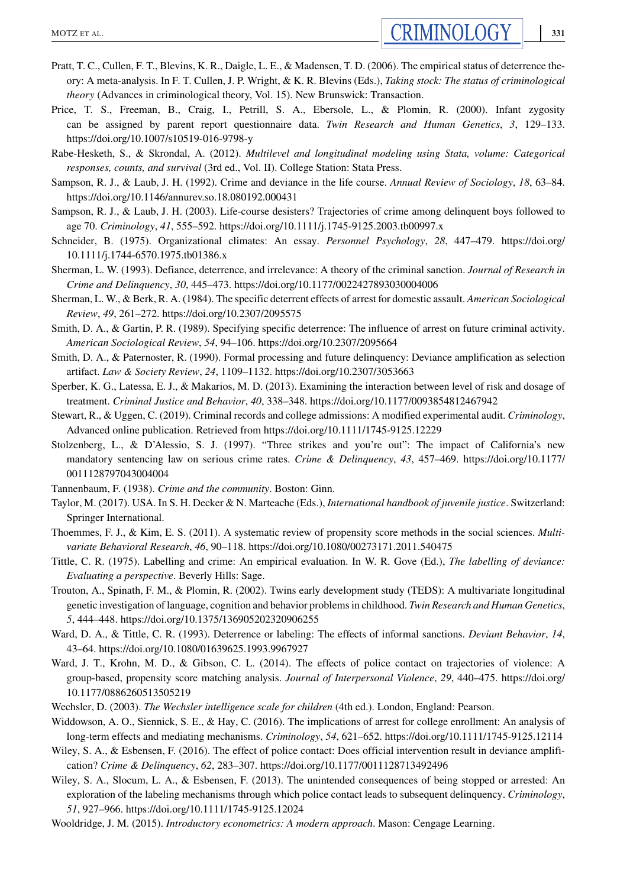Pratt, T. C., Cullen, F. T., Blevins, K. R., Daigle, L. E., & Madensen, T. D. (2006). The empirical status of deterrence theory: A meta-analysis. In F. T. Cullen, J. P. Wright, & K. R. Blevins (Eds.), *Taking stock: The status of criminological theory* (Advances in criminological theory, Vol. 15). New Brunswick: Transaction.

Price, T. S., Freeman, B., Craig, I., Petrill, S. A., Ebersole, L., & Plomin, R. (2000). Infant zygosity can be assigned by parent report questionnaire data. *Twin Research and Human Genetics*, *3*, 129–133. https://doi.org/10.1007/s10519-016-9798-y

Rabe-Hesketh, S., & Skrondal, A. (2012). *Multilevel and longitudinal modeling using Stata, volume: Categorical responses, counts, and survival* (3rd ed., Vol. II). College Station: Stata Press.

Sampson, R. J., & Laub, J. H. (1992). Crime and deviance in the life course. *Annual Review of Sociology*, *18*, 63–84. https://doi.org/10.1146/annurev.so.18.080192.000431

Sampson, R. J., & Laub, J. H. (2003). Life-course desisters? Trajectories of crime among delinquent boys followed to age 70. *Criminology*, *41*, 555–592. https://doi.org/10.1111/j.1745-9125.2003.tb00997.x

Schneider, B. (1975). Organizational climates: An essay. *Personnel Psychology*, *28*, 447–479. https://doi.org/10.1111/j.1744-6570.1975.tb01386.x

Sherman, L. W. (1993). Defiance, deterrence, and irrelevance: A theory of the criminal sanction. *Journal of Research in Crime and Delinquency*, *30*, 445–473. https://doi.org/10.1177/0022427893030004006

Sherman, L. W., & Berk, R. A. (1984). The specific deterrent effects of arrest for domestic assault. *American Sociological Review*, *49*, 261–272. https://doi.org/10.2307/2095575

Smith, D. A., & Gartin, P. R. (1989). Specifying specific deterrence: The influence of arrest on future criminal activity. *American Sociological Review*, *54*, 94–106. https://doi.org/10.2307/2095664

Smith, D. A., & Paternoster, R. (1990). Formal processing and future delinquency: Deviance amplification as selection artifact. *Law & Society Review*, *24*, 1109–1132. https://doi.org/10.2307/3053663

Sperber, K. G., Latessa, E. J., & Makarios, M. D. (2013). Examining the interaction between level of risk and dosage of treatment. *Criminal Justice and Behavior*, *40*, 338–348. https://doi.org/10.1177/0093854812467942

Stewart, R., & Uggen, C. (2019). Criminal records and college admissions: A modified experimental audit. *Criminology*, Advanced online publication. Retrieved from https://doi.org/10.1111/1745-9125.12229

Stolzenberg, L., & D'Alessio, S. J. (1997). "Three strikes and you're out": The impact of California's new mandatory sentencing law on serious crime rates. *Crime & Delinquency*, *43*, 457–469. https://doi.org/10.1177/0011128797043004004

Tannenbaum, F. (1938). *Crime and the community*. Boston: Ginn.

Taylor, M. (2017). USA. In S. H. Decker & N. Marteache (Eds.), *International handbook of juvenile justice*. Switzerland: Springer International.

Thoemmes, F. J., & Kim, E. S. (2011). A systematic review of propensity score methods in the social sciences. *Multivariate Behavioral Research*, *46*, 90–118. https://doi.org/10.1080/00273171.2011.540475

Tittle, C. R. (1975). Labelling and crime: An empirical evaluation. In W. R. Gove (Ed.), *The labelling of deviance: Evaluating a perspective*. Beverly Hills: Sage.

Trouton, A., Spinath, F. M., & Plomin, R. (2002). Twins early development study (TEDS): A multivariate longitudinal genetic investigation of language, cognition and behavior problems in childhood. *Twin Research and Human Genetics*, *5*, 444–448. https://doi.org/10.1375/136905202320906255

Ward, D. A., & Tittle, C. R. (1993). Deterrence or labeling: The effects of informal sanctions. *Deviant Behavior*, *14*, 43–64. https://doi.org/10.1080/01639625.1993.9967927

Ward, J. T., Krohn, M. D., & Gibson, C. L. (2014). The effects of police contact on trajectories of violence: A group-based, propensity score matching analysis. *Journal of Interpersonal Violence*, *29*, 440–475. https://doi.org/10.1177/0886260513505219

Wechsler, D. (2003). *The Wechsler intelligence scale for children* (4th ed.). London, England: Pearson.

Widdowson, A. O., Siennick, S. E., & Hay, C. (2016). The implications of arrest for college enrollment: An analysis of long-term effects and mediating mechanisms. *Criminology*, *54*, 621–652. https://doi.org/10.1111/1745-9125.12114

Wiley, S. A., & Esbensen, F. (2016). The effect of police contact: Does official intervention result in deviance amplification? *Crime & Delinquency*, *62*, 283–307. https://doi.org/10.1177/0011128713492496

Wiley, S. A., Slocum, L. A., & Esbensen, F. (2013). The unintended consequences of being stopped or arrested: An exploration of the labeling mechanisms through which police contact leads to subsequent delinquency. *Criminology*, *51*, 927–966. https://doi.org/10.1111/1745-9125.12024

Wooldridge, J. M. (2015). *Introductory econometrics: A modern approach*. Mason: Cengage Learning.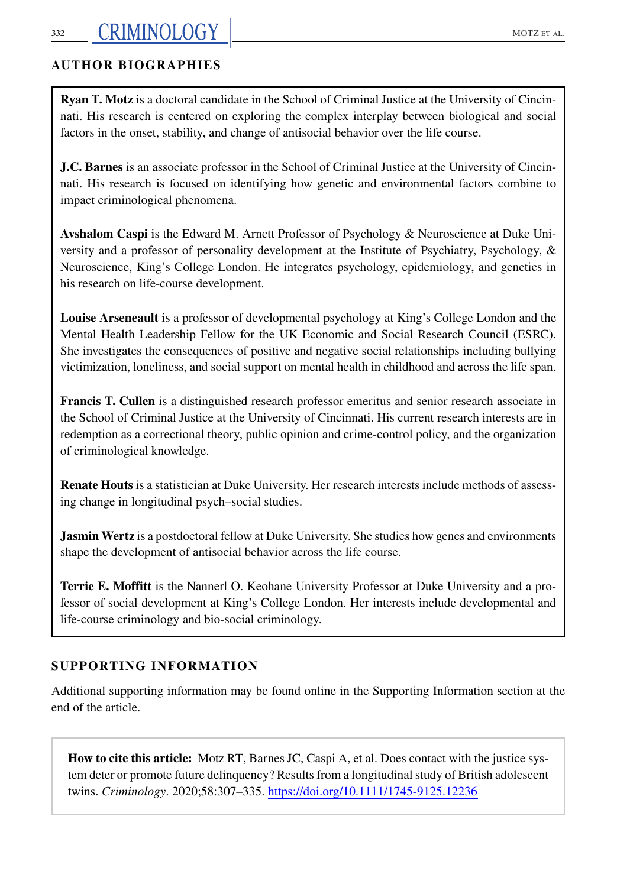## AUTHOR BIOGRAPHIES

**Ryan T. Motz** is a doctoral candidate in the School of Criminal Justice at the University of Cincinnati. His research is centered on exploring the complex interplay between biological and social factors in the onset, stability, and change of antisocial behavior over the life course.

**J.C. Barnes** is an associate professor in the School of Criminal Justice at the University of Cincinnati. His research is focused on identifying how genetic and environmental factors combine to impact criminological phenomena.

**Avshalom Caspi** is the Edward M. Arnett Professor of Psychology & Neuroscience at Duke University and a professor of personality development at the Institute of Psychiatry, Psychology, & Neuroscience, King's College London. He integrates psychology, epidemiology, and genetics in his research on life-course development.

**Louise Arseneault** is a professor of developmental psychology at King's College London and the Mental Health Leadership Fellow for the UK Economic and Social Research Council (ESRC). She investigates the consequences of positive and negative social relationships including bullying victimization, loneliness, and social support on mental health in childhood and across the life span.

**Francis T. Cullen** is a distinguished research professor emeritus and senior research associate in the School of Criminal Justice at the University of Cincinnati. His current research interests are in redemption as a correctional theory, public opinion and crime-control policy, and the organization of criminological knowledge.

**Renate Houts** is a statistician at Duke University. Her research interests include methods of assessing change in longitudinal psych–social studies.

**Jasmin Wertz** is a postdoctoral fellow at Duke University. She studies how genes and environments shape the development of antisocial behavior across the life course.

**Terrie E. Moffitt** is the Nannerl O. Keohane University Professor at Duke University and a professor of social development at King's College London. Her interests include developmental and life-course criminology and bio-social criminology.

## SUPPORTING INFORMATION

Additional supporting information may be found online in the Supporting Information section at the end of the article.

**How to cite this article:** Motz RT, Barnes JC, Caspi A, et al. Does contact with the justice system deter or promote future delinquency? Results from a longitudinal study of British adolescent twins. *Criminology*. 2020;58:307–335. https://doi.org/10.1111/1745-9125.12236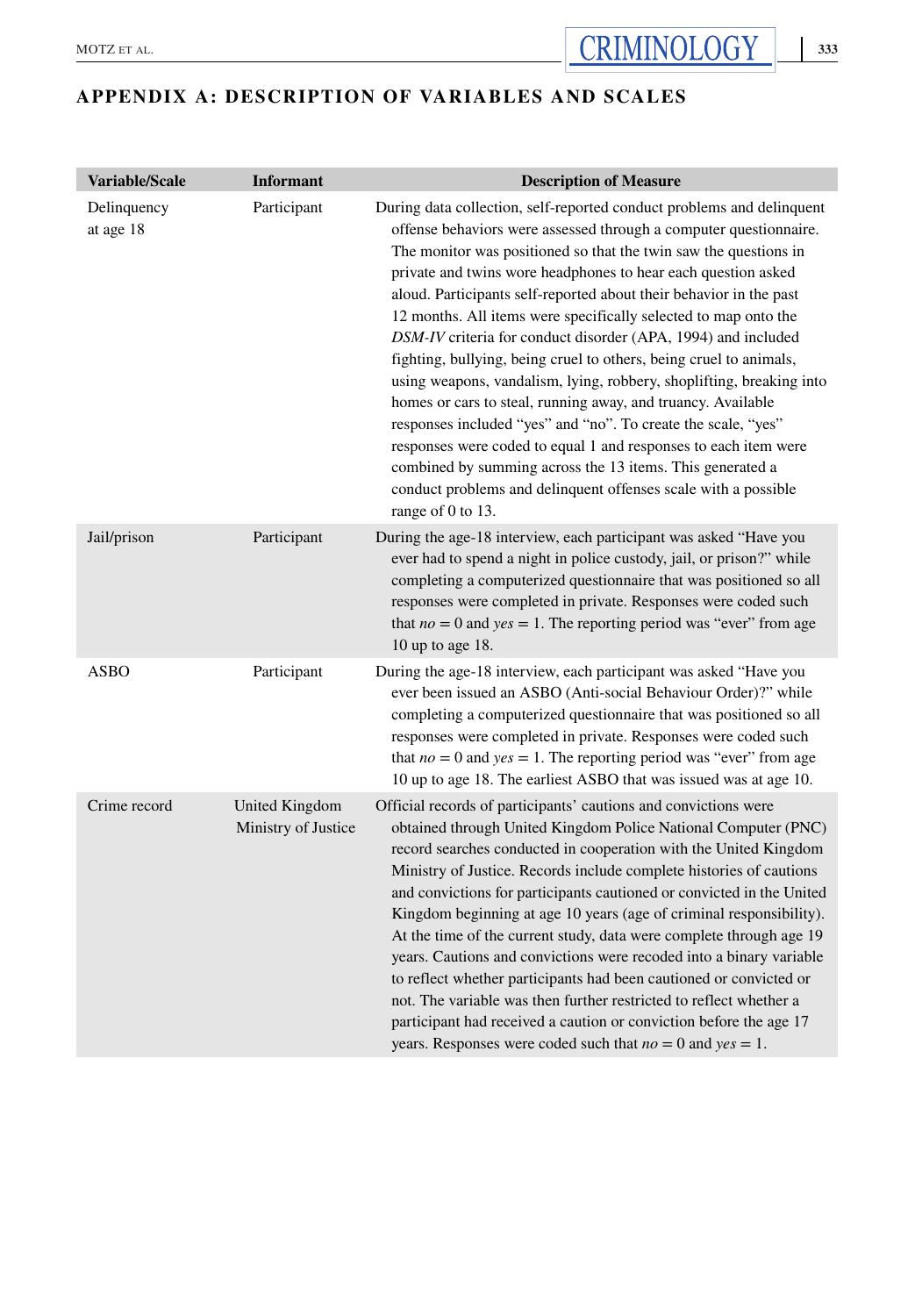## APPENDIX A: DESCRIPTION OF VARIABLES AND SCALES

| Variable/Scale | Informant | Description of Measure |
| --- | --- | --- |
| Delinquency at age 18 | Participant | During data collection, self-reported conduct problems and delinquent offense behaviors were assessed through a computer questionnaire. The monitor was positioned so that the twin saw the questions in private and twins wore headphones to hear each question asked aloud. Participants self-reported about their behavior in the past 12 months. All items were specifically selected to map onto the *DSM-IV* criteria for conduct disorder (APA, 1994) and included fighting, bullying, being cruel to others, being cruel to animals, using weapons, vandalism, lying, robbery, shoplifting, breaking into homes or cars to steal, running away, and truancy. Available responses included "yes" and "no". To create the scale, "yes" responses were coded to equal 1 and responses to each item were combined by summing across the 13 items. This generated a conduct problems and delinquent offenses scale with a possible range of 0 to 13. |
| Jail/prison | Participant | During the age-18 interview, each participant was asked "Have you ever had to spend a night in police custody, jail, or prison?" while completing a computerized questionnaire that was positioned so all responses were completed in private. Responses were coded such that *no* = 0 and *yes* = 1. The reporting period was "ever" from age 10 up to age 18. |
| ASBO | Participant | During the age-18 interview, each participant was asked "Have you ever been issued an ASBO (Anti-social Behaviour Order)?" while completing a computerized questionnaire that was positioned so all responses were completed in private. Responses were coded such that *no* = 0 and *yes* = 1. The reporting period was "ever" from age 10 up to age 18. The earliest ASBO that was issued was at age 10. |
| Crime record | United Kingdom Ministry of Justice | Official records of participants' cautions and convictions were obtained through United Kingdom Police National Computer (PNC) record searches conducted in cooperation with the United Kingdom Ministry of Justice. Records include complete histories of cautions and convictions for participants cautioned or convicted in the United Kingdom beginning at age 10 years (age of criminal responsibility). At the time of the current study, data were complete through age 19 years. Cautions and convictions were recoded into a binary variable to reflect whether participants had been cautioned or convicted or not. The variable was then further restricted to reflect whether a participant had received a caution or conviction before the age 17 years. Responses were coded such that *no* = 0 and *yes* = 1. |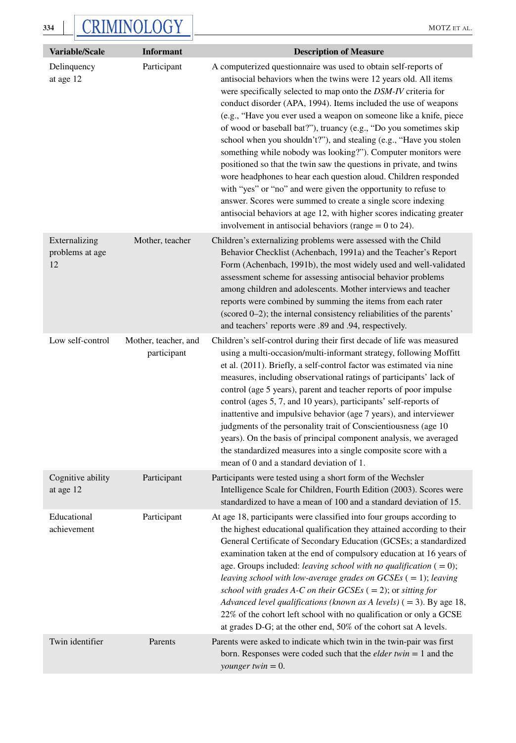| Variable/Scale | Informant | Description of Measure |
|---|---|---|
| Delinquency at age 12 | Participant | A computerized questionnaire was used to obtain self-reports of antisocial behaviors when the twins were 12 years old. All items were specifically selected to map onto the *DSM-IV* criteria for conduct disorder (APA, 1994). Items included the use of weapons (e.g., "Have you ever used a weapon on someone like a knife, piece of wood or baseball bat?"), truancy (e.g., "Do you sometimes skip school when you shouldn't?"), and stealing (e.g., "Have you stolen something while nobody was looking?"). Computer monitors were positioned so that the twin saw the questions in private, and twins wore headphones to hear each question aloud. Children responded with "yes" or "no" and were given the opportunity to refuse to answer. Scores were summed to create a single score indexing antisocial behaviors at age 12, with higher scores indicating greater involvement in antisocial behaviors (range = 0 to 24). |
| Externalizing problems at age 12 | Mother, teacher | Children's externalizing problems were assessed with the Child Behavior Checklist (Achenbach, 1991a) and the Teacher's Report Form (Achenbach, 1991b), the most widely used and well-validated assessment scheme for assessing antisocial behavior problems among children and adolescents. Mother interviews and teacher reports were combined by summing the items from each rater (scored 0–2); the internal consistency reliabilities of the parents' and teachers' reports were .89 and .94, respectively. |
| Low self-control | Mother, teacher, and participant | Children's self-control during their first decade of life was measured using a multi-occasion/multi-informant strategy, following Moffitt et al. (2011). Briefly, a self-control factor was estimated via nine measures, including observational ratings of participants' lack of control (age 5 years), parent and teacher reports of poor impulse control (ages 5, 7, and 10 years), participants' self-reports of inattentive and impulsive behavior (age 7 years), and interviewer judgments of the personality trait of Conscientiousness (age 10 years). On the basis of principal component analysis, we averaged the standardized measures into a single composite score with a mean of 0 and a standard deviation of 1. |
| Cognitive ability at age 12 | Participant | Participants were tested using a short form of the Wechsler Intelligence Scale for Children, Fourth Edition (2003). Scores were standardized to have a mean of 100 and a standard deviation of 15. |
| Educational achievement | Participant | At age 18, participants were classified into four groups according to the highest educational qualification they attained according to their General Certificate of Secondary Education (GCSEs; a standardized examination taken at the end of compulsory education at 16 years of age. Groups included: *leaving school with no qualification* ( = 0); *leaving school with low-average grades on GCSEs* ( = 1); *leaving school with grades A-C on their GCSEs* ( = 2); or *sitting for Advanced level qualifications (known as A levels)* ( = 3). By age 18, 22% of the cohort left school with no qualification or only a GCSE at grades D-G; at the other end, 50% of the cohort sat A levels. |
| Twin identifier | Parents | Parents were asked to indicate which twin in the twin-pair was first born. Responses were coded such that the *elder twin* = 1 and the *younger twin* = 0. |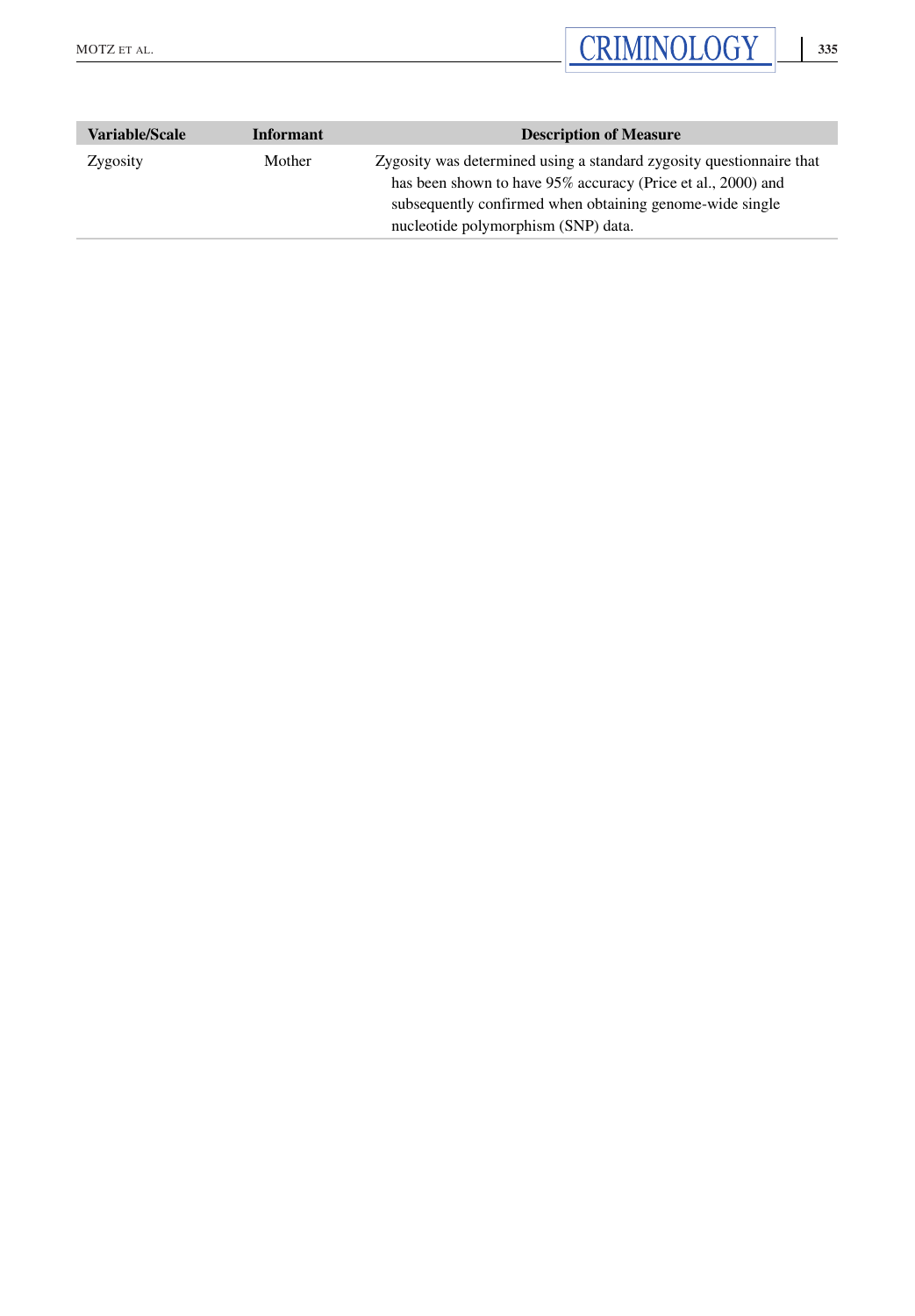| Variable/Scale | Informant | Description of Measure |
| --- | --- | --- |
| Zygosity | Mother | Zygosity was determined using a standard zygosity questionnaire that has been shown to have 95% accuracy (Price et al., 2000) and subsequently confirmed when obtaining genome-wide single nucleotide polymorphism (SNP) data. |